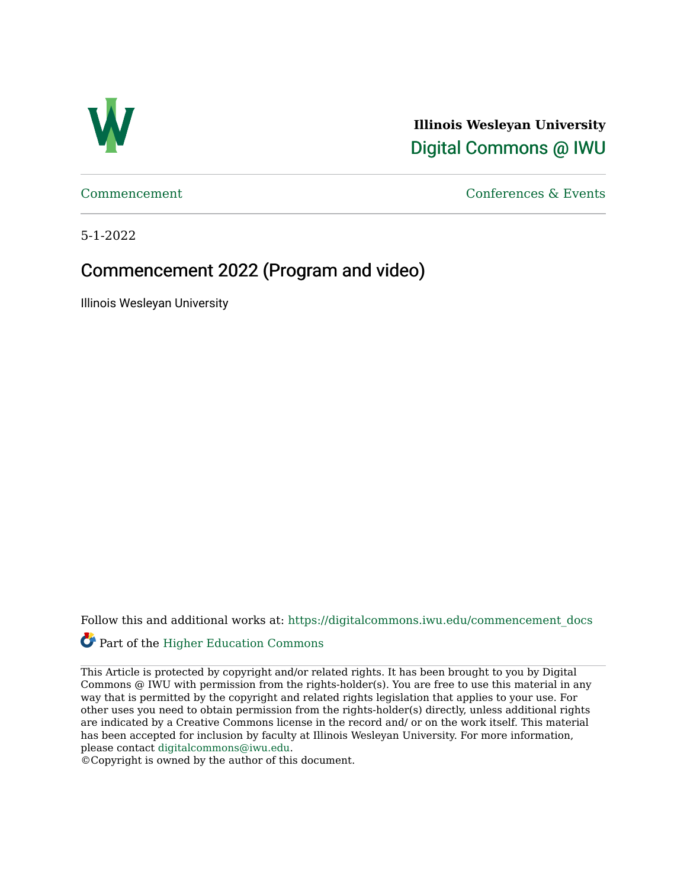**Illinois Wesleyan University**

Digital Commons @ IWU

Commencement | Conferences & Events

5-1-2022

# Commencement 2022 (Program and video)

Illinois Wesleyan University

Follow this and additional works at: https://digitalcommons.iwu.edu/commencement_docs

Part of the Higher Education Commons

This Article is protected by copyright and/or related rights. It has been brought to you by Digital Commons @ IWU with permission from the rights-holder(s). You are free to use this material in any way that is permitted by the copyright and related rights legislation that applies to your use. For other uses you need to obtain permission from the rights-holder(s) directly, unless additional rights are indicated by a Creative Commons license in the record and/ or on the work itself. This material has been accepted for inclusion by faculty at Illinois Wesleyan University. For more information, please contact digitalcommons@iwu.edu.

©Copyright is owned by the author of this document.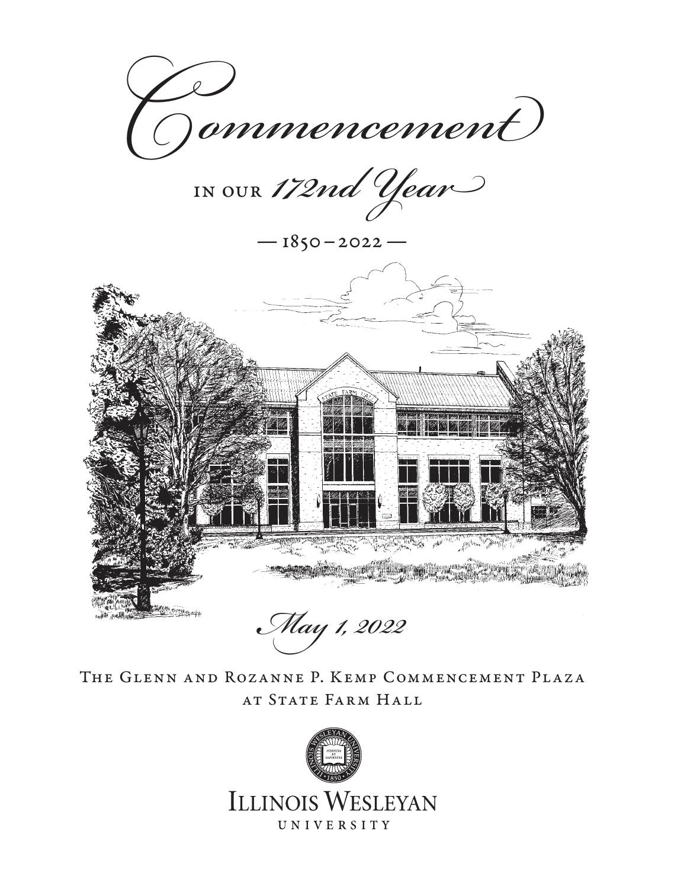# *Commencement*

in our *172nd Year*

— 1850 – 2022 —

*May 1, 2022*

The Glenn and Rozanne P. Kemp Commencement Plaza
at State Farm Hall

Illinois Wesleyan
University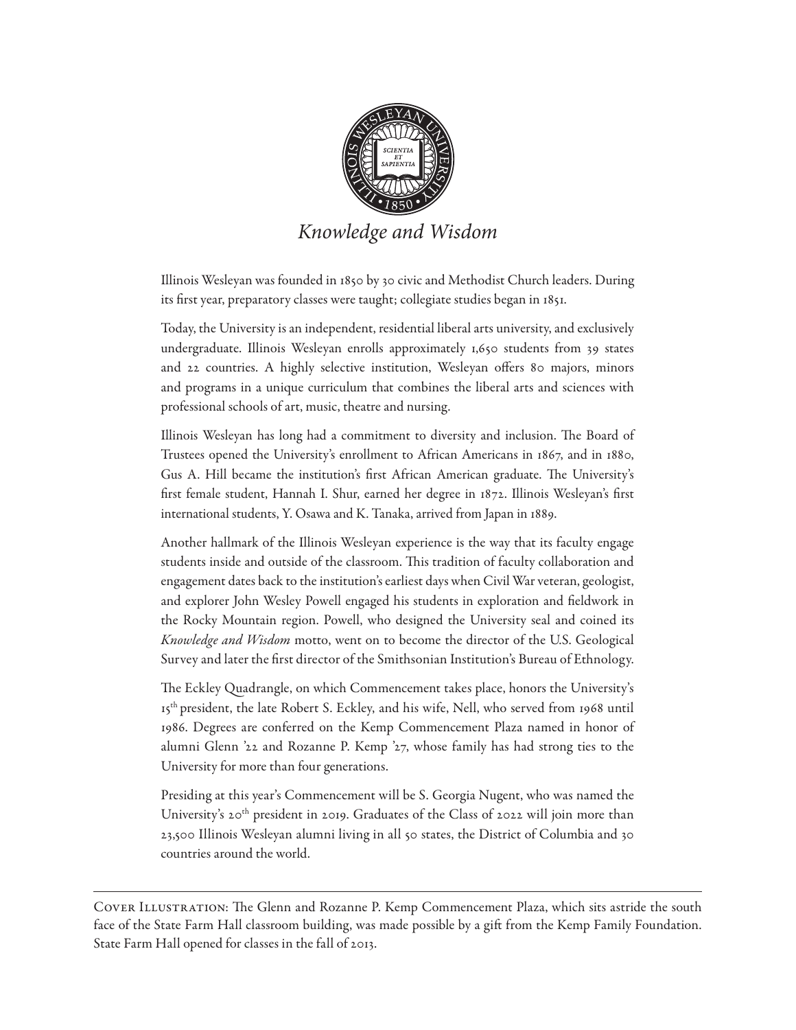*Knowledge and Wisdom*

Illinois Wesleyan was founded in 1850 by 30 civic and Methodist Church leaders. During its first year, preparatory classes were taught; collegiate studies began in 1851.

Today, the University is an independent, residential liberal arts university, and exclusively undergraduate. Illinois Wesleyan enrolls approximately 1,650 students from 39 states and 22 countries. A highly selective institution, Wesleyan offers 80 majors, minors and programs in a unique curriculum that combines the liberal arts and sciences with professional schools of art, music, theatre and nursing.

Illinois Wesleyan has long had a commitment to diversity and inclusion. The Board of Trustees opened the University's enrollment to African Americans in 1867, and in 1880, Gus A. Hill became the institution's first African American graduate. The University's first female student, Hannah I. Shur, earned her degree in 1872. Illinois Wesleyan's first international students, Y. Osawa and K. Tanaka, arrived from Japan in 1889.

Another hallmark of the Illinois Wesleyan experience is the way that its faculty engage students inside and outside of the classroom. This tradition of faculty collaboration and engagement dates back to the institution's earliest days when Civil War veteran, geologist, and explorer John Wesley Powell engaged his students in exploration and fieldwork in the Rocky Mountain region. Powell, who designed the University seal and coined its *Knowledge and Wisdom* motto, went on to become the director of the U.S. Geological Survey and later the first director of the Smithsonian Institution's Bureau of Ethnology.

The Eckley Quadrangle, on which Commencement takes place, honors the University's 15th president, the late Robert S. Eckley, and his wife, Nell, who served from 1968 until 1986. Degrees are conferred on the Kemp Commencement Plaza named in honor of alumni Glenn '22 and Rozanne P. Kemp '27, whose family has had strong ties to the University for more than four generations.

Presiding at this year's Commencement will be S. Georgia Nugent, who was named the University's 20th president in 2019. Graduates of the Class of 2022 will join more than 23,500 Illinois Wesleyan alumni living in all 50 states, the District of Columbia and 30 countries around the world.

---

Cover Illustration: The Glenn and Rozanne P. Kemp Commencement Plaza, which sits astride the south face of the State Farm Hall classroom building, was made possible by a gift from the Kemp Family Foundation. State Farm Hall opened for classes in the fall of 2013.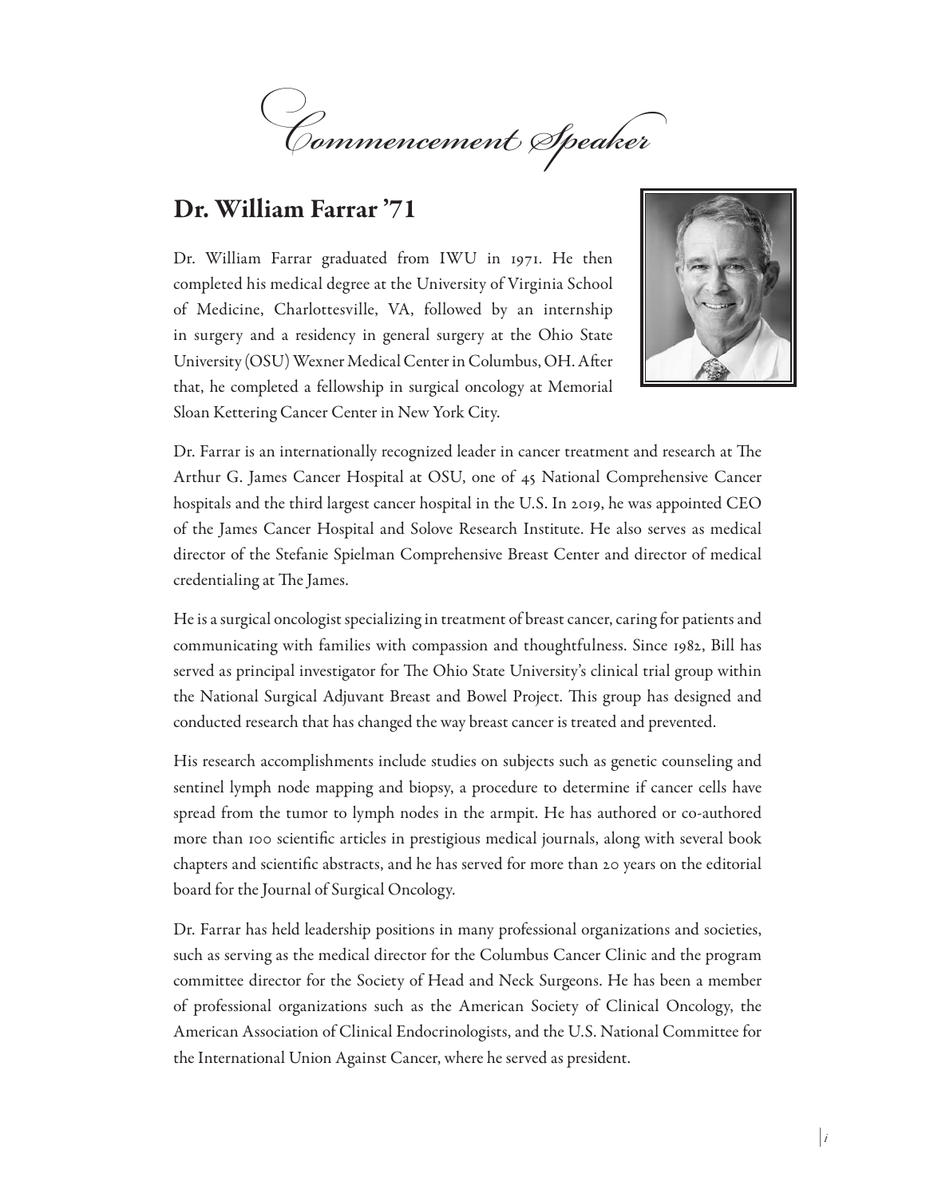# Commencement Speaker

## Dr. William Farrar '71

Dr. William Farrar graduated from IWU in 1971. He then completed his medical degree at the University of Virginia School of Medicine, Charlottesville, VA, followed by an internship in surgery and a residency in general surgery at the Ohio State University (OSU) Wexner Medical Center in Columbus, OH. After that, he completed a fellowship in surgical oncology at Memorial Sloan Kettering Cancer Center in New York City.

Dr. Farrar is an internationally recognized leader in cancer treatment and research at The Arthur G. James Cancer Hospital at OSU, one of 45 National Comprehensive Cancer hospitals and the third largest cancer hospital in the U.S. In 2019, he was appointed CEO of the James Cancer Hospital and Solove Research Institute. He also serves as medical director of the Stefanie Spielman Comprehensive Breast Center and director of medical credentialing at The James.

He is a surgical oncologist specializing in treatment of breast cancer, caring for patients and communicating with families with compassion and thoughtfulness. Since 1982, Bill has served as principal investigator for The Ohio State University's clinical trial group within the National Surgical Adjuvant Breast and Bowel Project. This group has designed and conducted research that has changed the way breast cancer is treated and prevented.

His research accomplishments include studies on subjects such as genetic counseling and sentinel lymph node mapping and biopsy, a procedure to determine if cancer cells have spread from the tumor to lymph nodes in the armpit. He has authored or co-authored more than 100 scientific articles in prestigious medical journals, along with several book chapters and scientific abstracts, and he has served for more than 20 years on the editorial board for the Journal of Surgical Oncology.

Dr. Farrar has held leadership positions in many professional organizations and societies, such as serving as the medical director for the Columbus Cancer Clinic and the program committee director for the Society of Head and Neck Surgeons. He has been a member of professional organizations such as the American Society of Clinical Oncology, the American Association of Clinical Endocrinologists, and the U.S. National Committee for the International Union Against Cancer, where he served as president.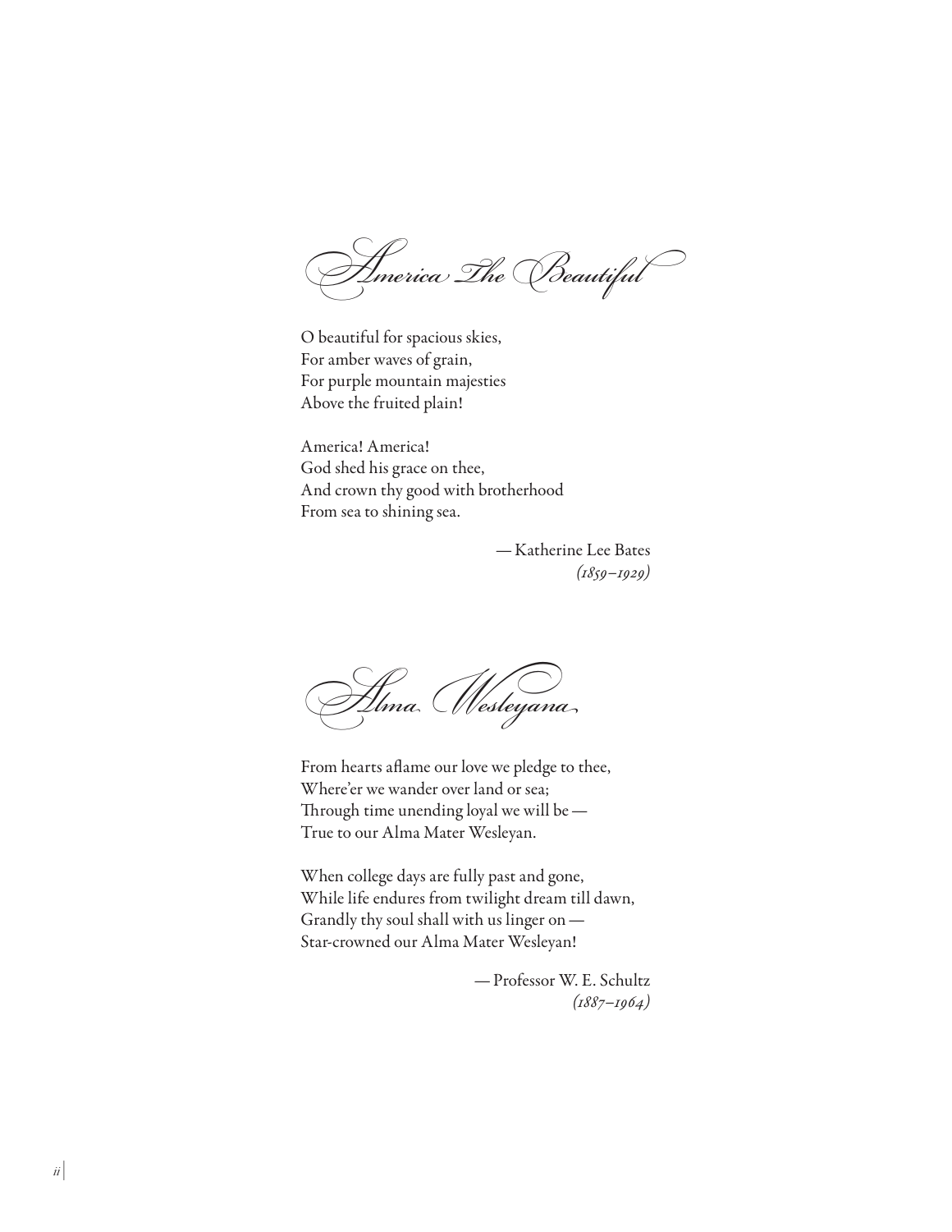## America The Beautiful

O beautiful for spacious skies,
For amber waves of grain,
For purple mountain majesties
Above the fruited plain!

America! America!
God shed his grace on thee,
And crown thy good with brotherhood
From sea to shining sea.

— Katherine Lee Bates
*(1859–1929)*

## Alma Wesleyana

From hearts aflame our love we pledge to thee,
Where'er we wander over land or sea;
Through time unending loyal we will be —
True to our Alma Mater Wesleyan.

When college days are fully past and gone,
While life endures from twilight dream till dawn,
Grandly thy soul shall with us linger on —
Star-crowned our Alma Mater Wesleyan!

— Professor W. E. Schultz
*(1887–1964)*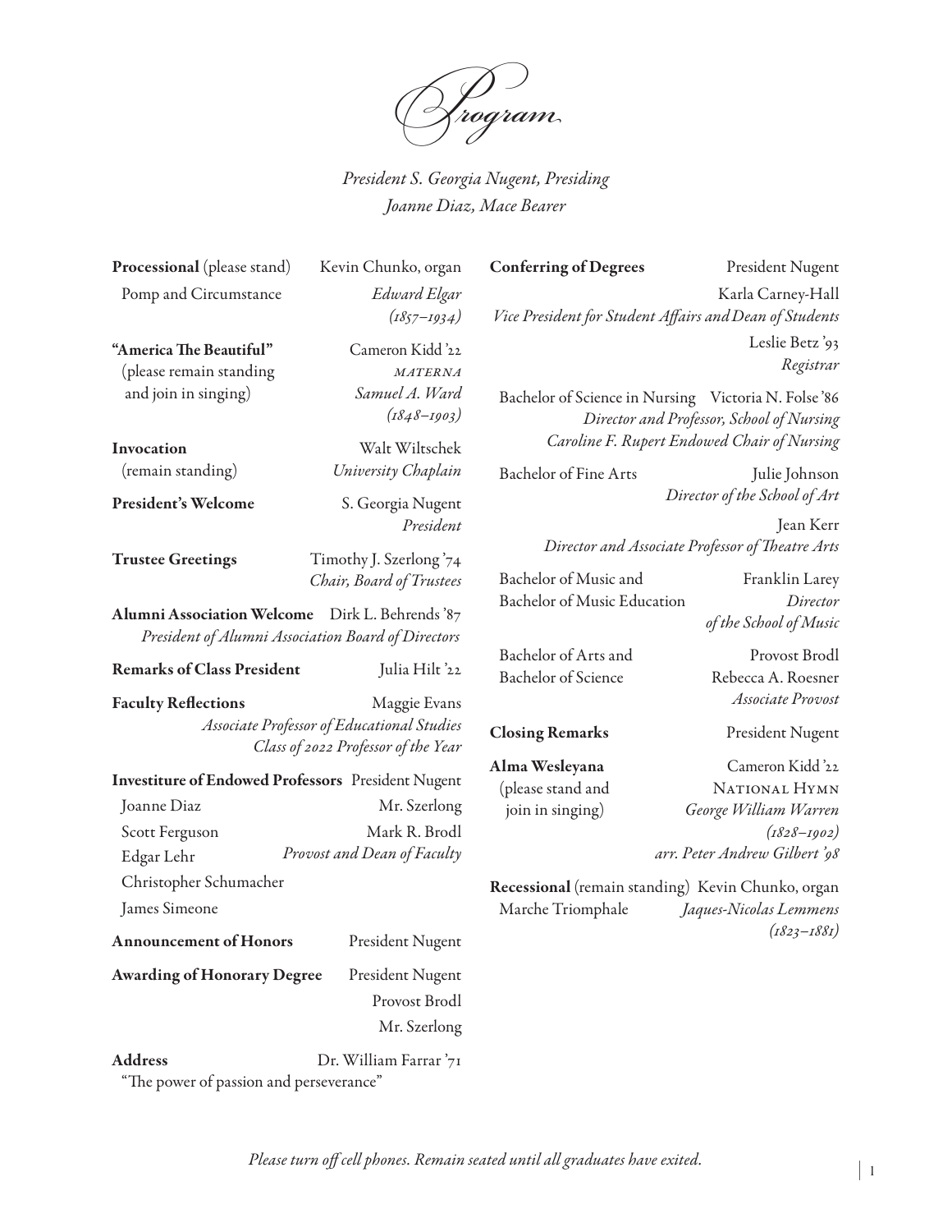# Program

*President S. Georgia Nugent, Presiding*
*Joanne Diaz, Mace Bearer*

**Processional** (please stand) — Kevin Chunko, organ
Pomp and Circumstance — *Edward Elgar (1857–1934)*

**"America The Beautiful"** (please remain standing and join in singing) — Cameron Kidd '22
*MATERNA*
*Samuel A. Ward (1848–1903)*

**Invocation** (remain standing) — Walt Wiltschek
*University Chaplain*

**President's Welcome** — S. Georgia Nugent
*President*

**Trustee Greetings** — Timothy J. Szerlong '74
*Chair, Board of Trustees*

**Alumni Association Welcome** — Dirk L. Behrends '87
*President of Alumni Association Board of Directors*

**Remarks of Class President** — Julia Hilt '22

**Faculty Reflections** — Maggie Evans
*Associate Professor of Educational Studies*
*Class of 2022 Professor of the Year*

**Investiture of Endowed Professors** — President Nugent
Joanne Diaz — Mr. Szerlong
Scott Ferguson — Mark R. Brodl
Edgar Lehr — *Provost and Dean of Faculty*
Christopher Schumacher
James Simeone

**Announcement of Honors** — President Nugent

**Awarding of Honorary Degree** — President Nugent
Provost Brodl
Mr. Szerlong

**Address** — Dr. William Farrar '71
"The power of passion and perseverance"

**Conferring of Degrees** — President Nugent
Karla Carney-Hall
*Vice President for Student Affairs and Dean of Students*
Leslie Betz '93
*Registrar*

Bachelor of Science in Nursing — Victoria N. Folse '86
*Director and Professor, School of Nursing*
*Caroline F. Rupert Endowed Chair of Nursing*

Bachelor of Fine Arts — Julie Johnson
*Director of the School of Art*
Jean Kerr
*Director and Associate Professor of Theatre Arts*

Bachelor of Music and Bachelor of Music Education — Franklin Larey
*Director of the School of Music*

Bachelor of Arts and Bachelor of Science — Provost Brodl
Rebecca A. Roesner
*Associate Provost*

**Closing Remarks** — President Nugent

**Alma Wesleyana** (please stand and join in singing) — Cameron Kidd '22
NATIONAL HYMN
*George William Warren (1828–1902)*
*arr. Peter Andrew Gilbert '98*

**Recessional** (remain standing) — Kevin Chunko, organ
Marche Triomphale — *Jaques-Nicolas Lemmens (1823–1881)*

*Please turn off cell phones. Remain seated until all graduates have exited.*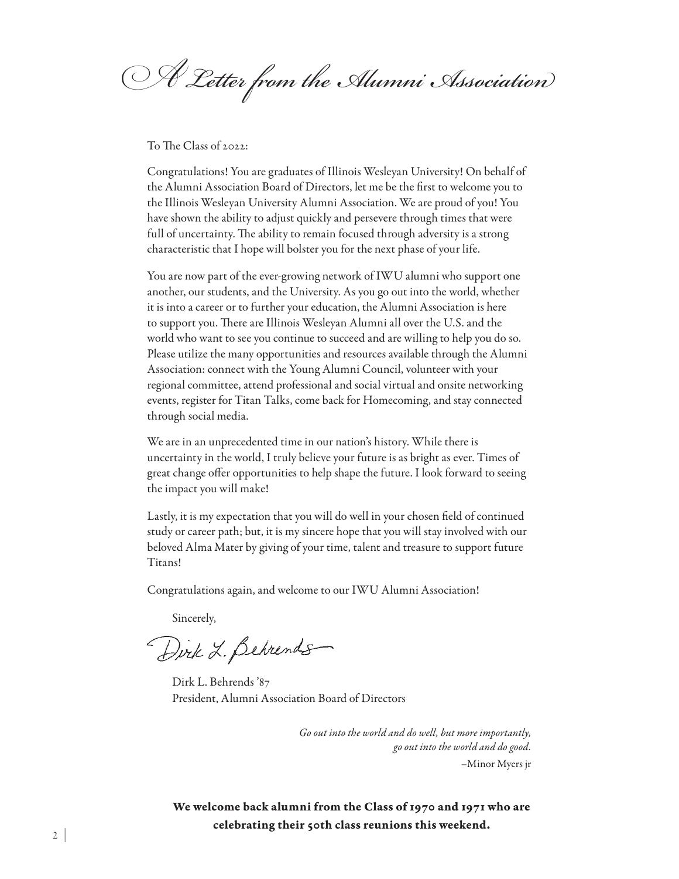# A Letter from the Alumni Association

To The Class of 2022:

Congratulations! You are graduates of Illinois Wesleyan University! On behalf of the Alumni Association Board of Directors, let me be the first to welcome you to the Illinois Wesleyan University Alumni Association. We are proud of you! You have shown the ability to adjust quickly and persevere through times that were full of uncertainty. The ability to remain focused through adversity is a strong characteristic that I hope will bolster you for the next phase of your life.

You are now part of the ever-growing network of IWU alumni who support one another, our students, and the University. As you go out into the world, whether it is into a career or to further your education, the Alumni Association is here to support you. There are Illinois Wesleyan Alumni all over the U.S. and the world who want to see you continue to succeed and are willing to help you do so. Please utilize the many opportunities and resources available through the Alumni Association: connect with the Young Alumni Council, volunteer with your regional committee, attend professional and social virtual and onsite networking events, register for Titan Talks, come back for Homecoming, and stay connected through social media.

We are in an unprecedented time in our nation's history. While there is uncertainty in the world, I truly believe your future is as bright as ever. Times of great change offer opportunities to help shape the future. I look forward to seeing the impact you will make!

Lastly, it is my expectation that you will do well in your chosen field of continued study or career path; but, it is my sincere hope that you will stay involved with our beloved Alma Mater by giving of your time, talent and treasure to support future Titans!

Congratulations again, and welcome to our IWU Alumni Association!

Sincerely,

Dirk L. Behrends

Dirk L. Behrends '87
President, Alumni Association Board of Directors

*Go out into the world and do well, but more importantly, go out into the world and do good.*
–Minor Myers jr

**We welcome back alumni from the Class of 1970 and 1971 who are celebrating their 50th class reunions this weekend.**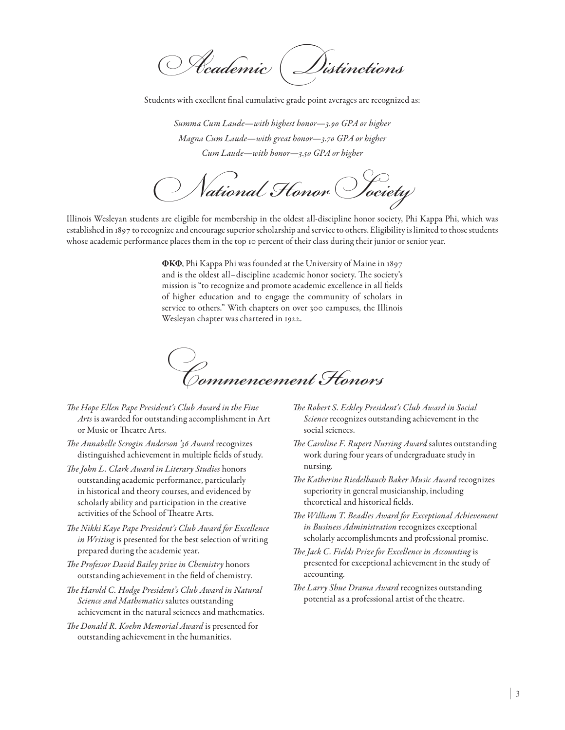# Academic Distinctions

Students with excellent final cumulative grade point averages are recognized as:

*Summa Cum Laude—with highest honor—3.90 GPA or higher*

*Magna Cum Laude—with great honor—3.70 GPA or higher*

*Cum Laude—with honor—3.50 GPA or higher*

# National Honor Society

Illinois Wesleyan students are eligible for membership in the oldest all-discipline honor society, Phi Kappa Phi, which was established in 1897 to recognize and encourage superior scholarship and service to others. Eligibility is limited to those students whose academic performance places them in the top 10 percent of their class during their junior or senior year.

**ΦΚΦ**, Phi Kappa Phi was founded at the University of Maine in 1897 and is the oldest all–discipline academic honor society. The society's mission is "to recognize and promote academic excellence in all fields of higher education and to engage the community of scholars in service to others." With chapters on over 300 campuses, the Illinois Wesleyan chapter was chartered in 1922.

# Commencement Honors

*The Hope Ellen Pape President's Club Award in the Fine Arts* is awarded for outstanding accomplishment in Art or Music or Theatre Arts.

*The Annabelle Scrogin Anderson '36 Award* recognizes distinguished achievement in multiple fields of study.

*The John L. Clark Award in Literary Studies* honors outstanding academic performance, particularly in historical and theory courses, and evidenced by scholarly ability and participation in the creative activities of the School of Theatre Arts.

*The Nikki Kaye Pape President's Club Award for Excellence in Writing* is presented for the best selection of writing prepared during the academic year.

*The Professor David Bailey prize in Chemistry* honors outstanding achievement in the field of chemistry.

*The Harold C. Hodge President's Club Award in Natural Science and Mathematics* salutes outstanding achievement in the natural sciences and mathematics.

*The Donald R. Koehn Memorial Award* is presented for outstanding achievement in the humanities.

*The Robert S. Eckley President's Club Award in Social Science* recognizes outstanding achievement in the social sciences.

*The Caroline F. Rupert Nursing Award* salutes outstanding work during four years of undergraduate study in nursing.

*The Katherine Riedelbauch Baker Music Award* recognizes superiority in general musicianship, including theoretical and historical fields.

*The William T. Beadles Award for Exceptional Achievement in Business Administration* recognizes exceptional scholarly accomplishments and professional promise.

*The Jack C. Fields Prize for Excellence in Accounting* is presented for exceptional achievement in the study of accounting.

*The Larry Shue Drama Award* recognizes outstanding potential as a professional artist of the theatre.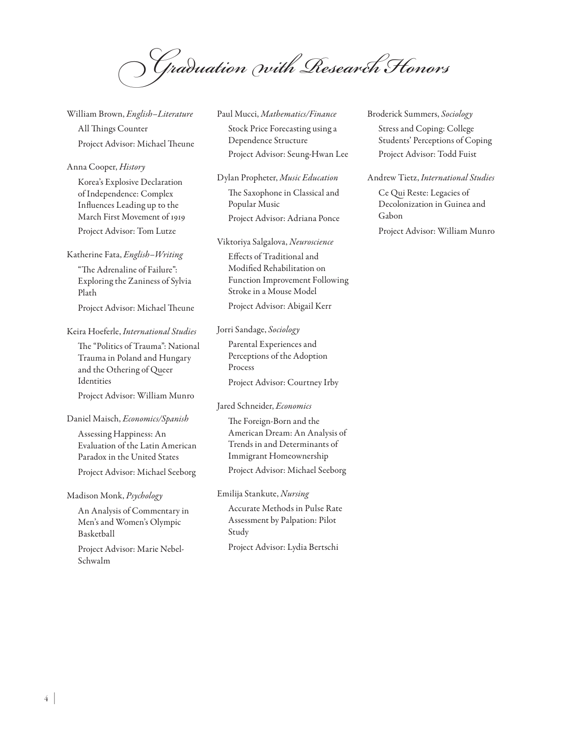# Graduation with Research Honors

William Brown, *English–Literature*

All Things Counter

Project Advisor: Michael Theune

Anna Cooper, *History*

Korea's Explosive Declaration of Independence: Complex Influences Leading up to the March First Movement of 1919

Project Advisor: Tom Lutze

Katherine Fata, *English–Writing*

"The Adrenaline of Failure": Exploring the Zaniness of Sylvia Plath

Project Advisor: Michael Theune

Keira Hoeferle, *International Studies*

The "Politics of Trauma": National Trauma in Poland and Hungary and the Othering of Queer Identities

Project Advisor: William Munro

Daniel Maisch, *Economics/Spanish*

Assessing Happiness: An Evaluation of the Latin American Paradox in the United States

Project Advisor: Michael Seeborg

Madison Monk, *Psychology*

An Analysis of Commentary in Men's and Women's Olympic Basketball

Project Advisor: Marie Nebel-Schwalm

Paul Mucci, *Mathematics/Finance*

Stock Price Forecasting using a Dependence Structure

Project Advisor: Seung-Hwan Lee

Dylan Propheter, *Music Education*

The Saxophone in Classical and Popular Music

Project Advisor: Adriana Ponce

Viktoriya Salgalova, *Neuroscience*

Effects of Traditional and Modified Rehabilitation on Function Improvement Following Stroke in a Mouse Model

Project Advisor: Abigail Kerr

Jorri Sandage, *Sociology*

Parental Experiences and Perceptions of the Adoption Process

Project Advisor: Courtney Irby

Jared Schneider, *Economics*

The Foreign-Born and the American Dream: An Analysis of Trends in and Determinants of Immigrant Homeownership

Project Advisor: Michael Seeborg

Emilija Stankute, *Nursing*

Accurate Methods in Pulse Rate Assessment by Palpation: Pilot Study

Project Advisor: Lydia Bertschi

Broderick Summers, *Sociology*

Stress and Coping: College Students' Perceptions of Coping

Project Advisor: Todd Fuist

Andrew Tietz, *International Studies*

Ce Qui Reste: Legacies of Decolonization in Guinea and Gabon

Project Advisor: William Munro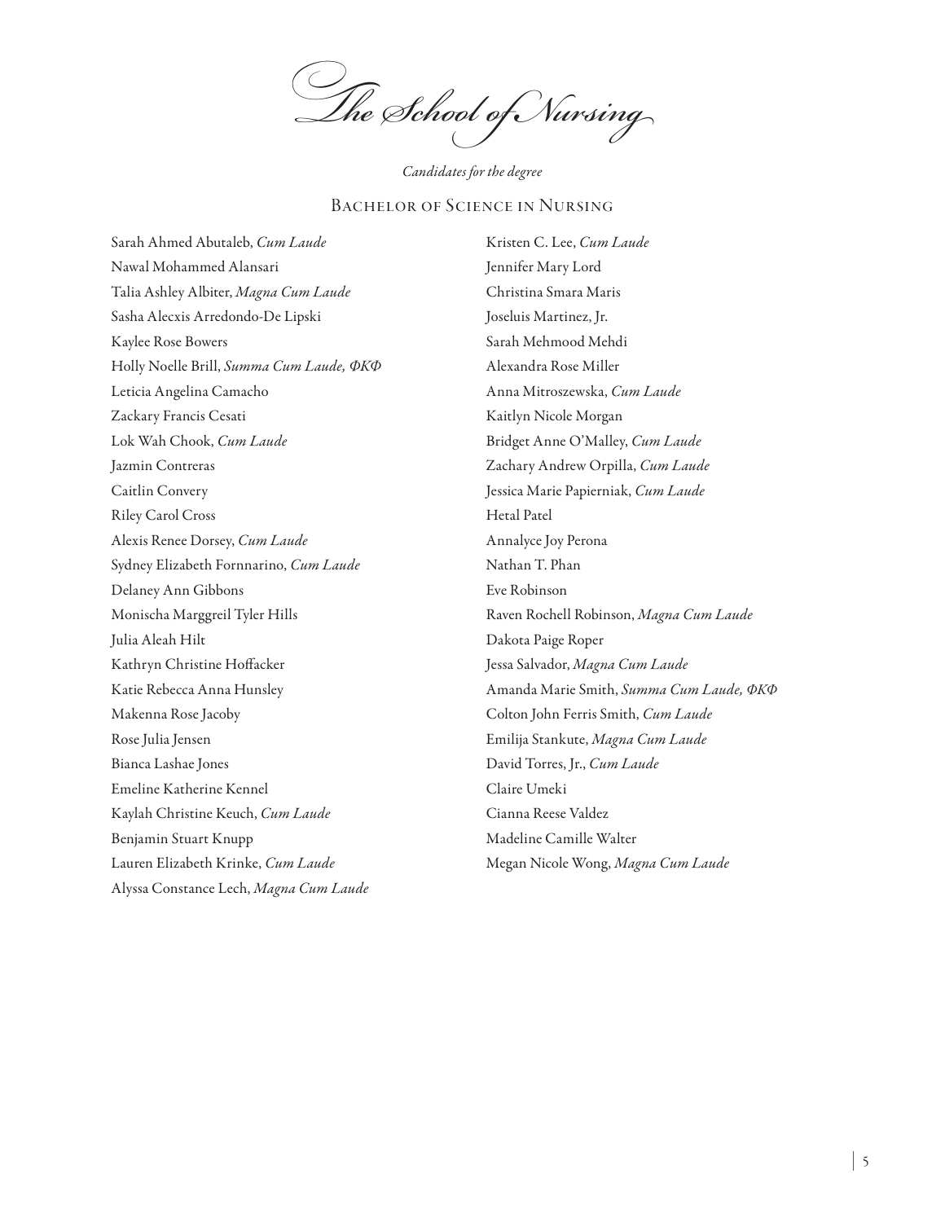# The School of Nursing

*Candidates for the degree*

## Bachelor of Science in Nursing

Sarah Ahmed Abutaleb, *Cum Laude*
Nawal Mohammed Alansari
Talia Ashley Albiter, *Magna Cum Laude*
Sasha Alecxis Arredondo-De Lipski
Kaylee Rose Bowers
Holly Noelle Brill, *Summa Cum Laude, ΦΚΦ*
Leticia Angelina Camacho
Zackary Francis Cesati
Lok Wah Chook, *Cum Laude*
Jazmin Contreras
Caitlin Convery
Riley Carol Cross
Alexis Renee Dorsey, *Cum Laude*
Sydney Elizabeth Fornnarino, *Cum Laude*
Delaney Ann Gibbons
Monischa Marggreil Tyler Hills
Julia Aleah Hilt
Kathryn Christine Hoffacker
Katie Rebecca Anna Hunsley
Makenna Rose Jacoby
Rose Julia Jensen
Bianca Lashae Jones
Emeline Katherine Kennel
Kaylah Christine Keuch, *Cum Laude*
Benjamin Stuart Knupp
Lauren Elizabeth Krinke, *Cum Laude*
Alyssa Constance Lech, *Magna Cum Laude*
Kristen C. Lee, *Cum Laude*
Jennifer Mary Lord
Christina Smara Maris
Joseluis Martinez, Jr.
Sarah Mehmood Mehdi
Alexandra Rose Miller
Anna Mitroszewska, *Cum Laude*
Kaitlyn Nicole Morgan
Bridget Anne O'Malley, *Cum Laude*
Zachary Andrew Orpilla, *Cum Laude*
Jessica Marie Papierniak, *Cum Laude*
Hetal Patel
Annalyce Joy Perona
Nathan T. Phan
Eve Robinson
Raven Rochell Robinson, *Magna Cum Laude*
Dakota Paige Roper
Jessa Salvador, *Magna Cum Laude*
Amanda Marie Smith, *Summa Cum Laude, ΦΚΦ*
Colton John Ferris Smith, *Cum Laude*
Emilija Stankute, *Magna Cum Laude*
David Torres, Jr., *Cum Laude*
Claire Umeki
Cianna Reese Valdez
Madeline Camille Walter
Megan Nicole Wong, *Magna Cum Laude*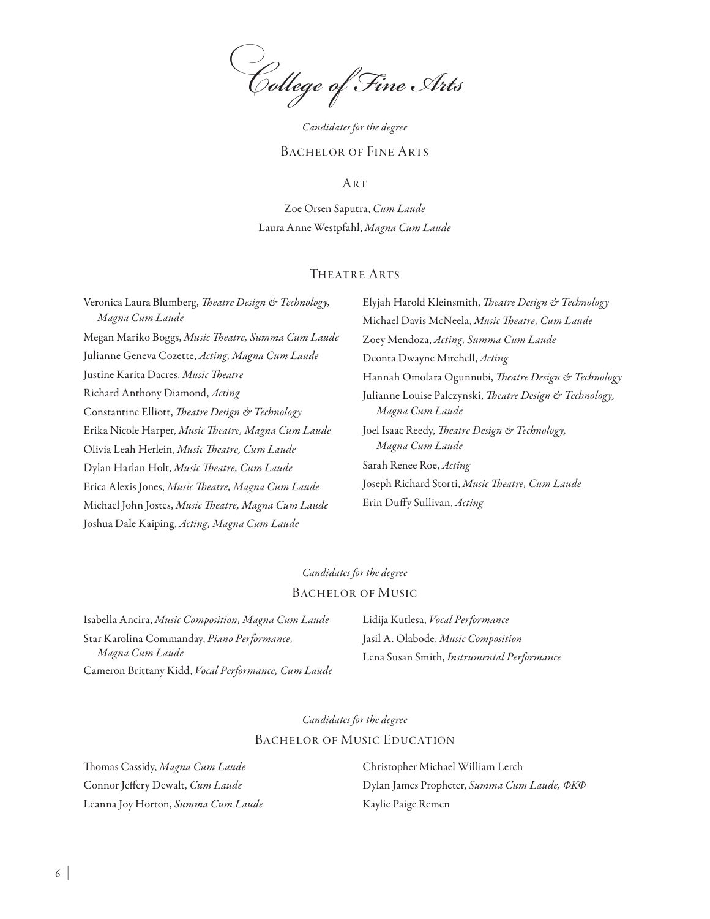# College of Fine Arts

*Candidates for the degree*

## Bachelor of Fine Arts

### Art

Zoe Orsen Saputra, *Cum Laude*
Laura Anne Westpfahl, *Magna Cum Laude*

### Theatre Arts

Veronica Laura Blumberg, *Theatre Design & Technology, Magna Cum Laude*
Megan Mariko Boggs, *Music Theatre, Summa Cum Laude*
Julianne Geneva Cozette, *Acting, Magna Cum Laude*
Justine Karita Dacres, *Music Theatre*
Richard Anthony Diamond, *Acting*
Constantine Elliott, *Theatre Design & Technology*
Erika Nicole Harper, *Music Theatre, Magna Cum Laude*
Olivia Leah Herlein, *Music Theatre, Cum Laude*
Dylan Harlan Holt, *Music Theatre, Cum Laude*
Erica Alexis Jones, *Music Theatre, Magna Cum Laude*
Michael John Jostes, *Music Theatre, Magna Cum Laude*
Joshua Dale Kaiping, *Acting, Magna Cum Laude*
Elyjah Harold Kleinsmith, *Theatre Design & Technology*
Michael Davis McNeela, *Music Theatre, Cum Laude*
Zoey Mendoza, *Acting, Summa Cum Laude*
Deonta Dwayne Mitchell, *Acting*
Hannah Omolara Ogunnubi, *Theatre Design & Technology*
Julianne Louise Palczynski, *Theatre Design & Technology, Magna Cum Laude*
Joel Isaac Reedy, *Theatre Design & Technology, Magna Cum Laude*
Sarah Renee Roe, *Acting*
Joseph Richard Storti, *Music Theatre, Cum Laude*
Erin Duffy Sullivan, *Acting*

*Candidates for the degree*

## Bachelor of Music

Isabella Ancira, *Music Composition, Magna Cum Laude*
Star Karolina Commanday, *Piano Performance, Magna Cum Laude*
Cameron Brittany Kidd, *Vocal Performance, Cum Laude*
Lidija Kutlesa, *Vocal Performance*
Jasil A. Olabode, *Music Composition*
Lena Susan Smith, *Instrumental Performance*

*Candidates for the degree*

## Bachelor of Music Education

Thomas Cassidy, *Magna Cum Laude*
Connor Jeffery Dewalt, *Cum Laude*
Leanna Joy Horton, *Summa Cum Laude*
Christopher Michael William Lerch
Dylan James Propheter, *Summa Cum Laude, ΦΚΦ*
Kaylie Paige Remen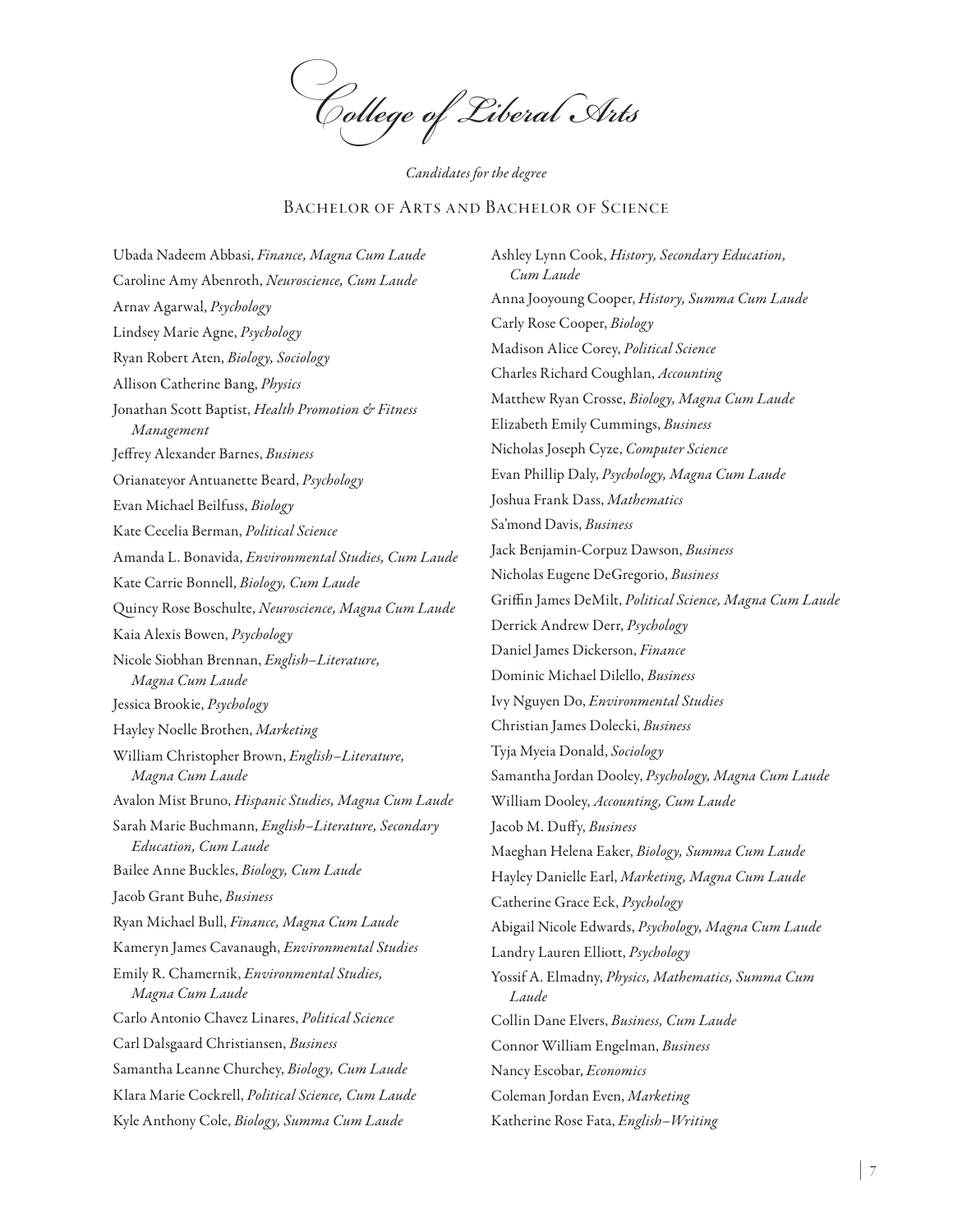# College of Liberal Arts

*Candidates for the degree*

## Bachelor of Arts and Bachelor of Science

Ubada Nadeem Abbasi, *Finance, Magna Cum Laude*
Caroline Amy Abenroth, *Neuroscience, Cum Laude*
Arnav Agarwal, *Psychology*
Lindsey Marie Agne, *Psychology*
Ryan Robert Aten, *Biology, Sociology*
Allison Catherine Bang, *Physics*
Jonathan Scott Baptist, *Health Promotion & Fitness Management*
Jeffrey Alexander Barnes, *Business*
Orianateyor Antuanette Beard, *Psychology*
Evan Michael Beilfuss, *Biology*
Kate Cecelia Berman, *Political Science*
Amanda L. Bonavida, *Environmental Studies, Cum Laude*
Kate Carrie Bonnell, *Biology, Cum Laude*
Quincy Rose Boschulte, *Neuroscience, Magna Cum Laude*
Kaia Alexis Bowen, *Psychology*
Nicole Siobhan Brennan, *English–Literature, Magna Cum Laude*
Jessica Brookie, *Psychology*
Hayley Noelle Brothen, *Marketing*
William Christopher Brown, *English–Literature, Magna Cum Laude*
Avalon Mist Bruno, *Hispanic Studies, Magna Cum Laude*
Sarah Marie Buchmann, *English–Literature, Secondary Education, Cum Laude*
Bailee Anne Buckles, *Biology, Cum Laude*
Jacob Grant Buhe, *Business*
Ryan Michael Bull, *Finance, Magna Cum Laude*
Kameryn James Cavanaugh, *Environmental Studies*
Emily R. Chamernik, *Environmental Studies, Magna Cum Laude*
Carlo Antonio Chavez Linares, *Political Science*
Carl Dalsgaard Christiansen, *Business*
Samantha Leanne Churchey, *Biology, Cum Laude*
Klara Marie Cockrell, *Political Science, Cum Laude*
Kyle Anthony Cole, *Biology, Summa Cum Laude*
Ashley Lynn Cook, *History, Secondary Education, Cum Laude*
Anna Jooyoung Cooper, *History, Summa Cum Laude*
Carly Rose Cooper, *Biology*
Madison Alice Corey, *Political Science*
Charles Richard Coughlan, *Accounting*
Matthew Ryan Crosse, *Biology, Magna Cum Laude*
Elizabeth Emily Cummings, *Business*
Nicholas Joseph Cyze, *Computer Science*
Evan Phillip Daly, *Psychology, Magna Cum Laude*
Joshua Frank Dass, *Mathematics*
Sa'mond Davis, *Business*
Jack Benjamin-Corpuz Dawson, *Business*
Nicholas Eugene DeGregorio, *Business*
Griffin James DeMilt, *Political Science, Magna Cum Laude*
Derrick Andrew Derr, *Psychology*
Daniel James Dickerson, *Finance*
Dominic Michael Dilello, *Business*
Ivy Nguyen Do, *Environmental Studies*
Christian James Dolecki, *Business*
Tyja Myeia Donald, *Sociology*
Samantha Jordan Dooley, *Psychology, Magna Cum Laude*
William Dooley, *Accounting, Cum Laude*
Jacob M. Duffy, *Business*
Maeghan Helena Eaker, *Biology, Summa Cum Laude*
Hayley Danielle Earl, *Marketing, Magna Cum Laude*
Catherine Grace Eck, *Psychology*
Abigail Nicole Edwards, *Psychology, Magna Cum Laude*
Landry Lauren Elliott, *Psychology*
Yossif A. Elmadny, *Physics, Mathematics, Summa Cum Laude*
Collin Dane Elvers, *Business, Cum Laude*
Connor William Engelman, *Business*
Nancy Escobar, *Economics*
Coleman Jordan Even, *Marketing*
Katherine Rose Fata, *English–Writing*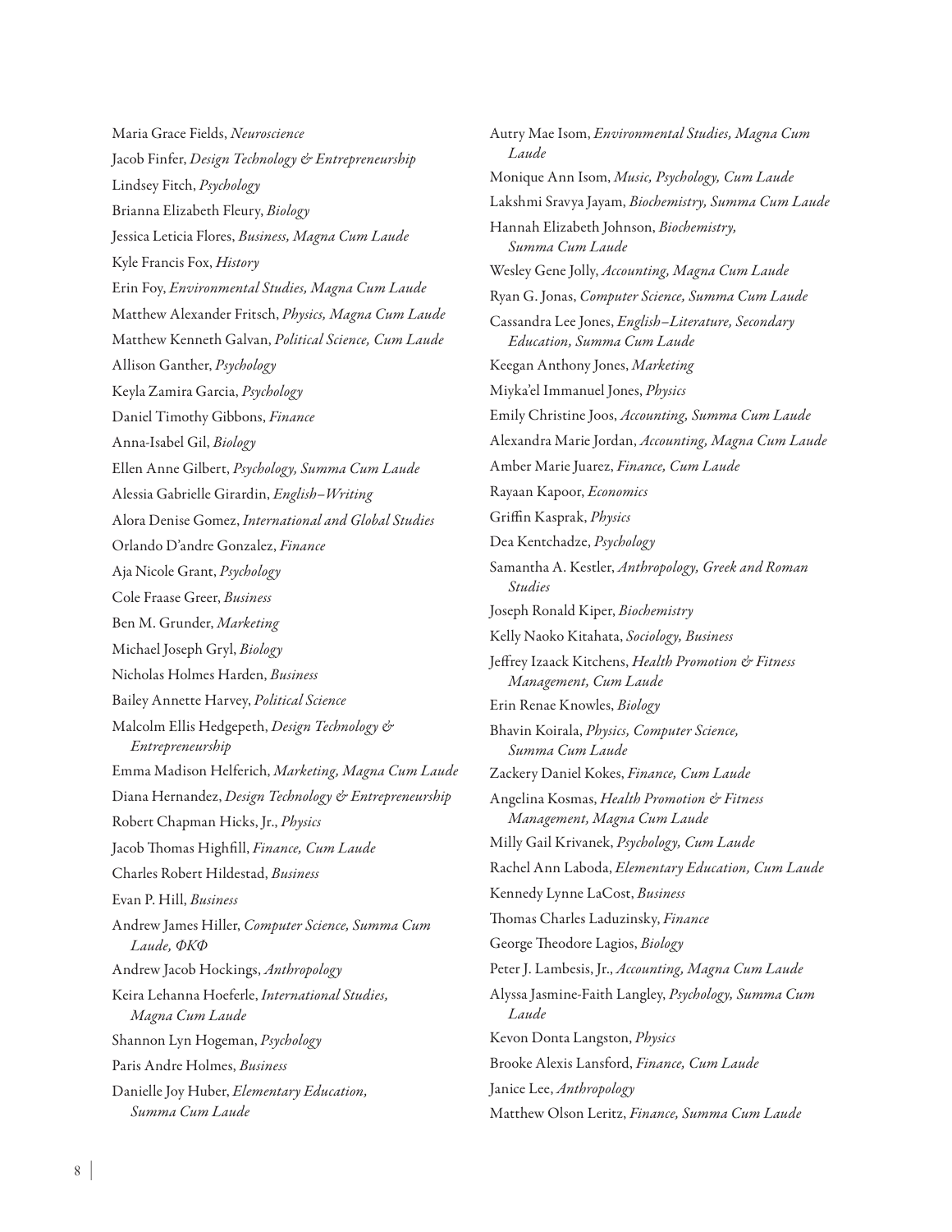Maria Grace Fields, *Neuroscience*

Jacob Finfer, *Design Technology & Entrepreneurship*

Lindsey Fitch, *Psychology*

Brianna Elizabeth Fleury, *Biology*

Jessica Leticia Flores, *Business, Magna Cum Laude*

Kyle Francis Fox, *History*

Erin Foy, *Environmental Studies, Magna Cum Laude*

Matthew Alexander Fritsch, *Physics, Magna Cum Laude*

Matthew Kenneth Galvan, *Political Science, Cum Laude*

Allison Ganther, *Psychology*

Keyla Zamira Garcia, *Psychology*

Daniel Timothy Gibbons, *Finance*

Anna-Isabel Gil, *Biology*

Ellen Anne Gilbert, *Psychology, Summa Cum Laude*

Alessia Gabrielle Girardin, *English–Writing*

Alora Denise Gomez, *International and Global Studies*

Orlando D'andre Gonzalez, *Finance*

Aja Nicole Grant, *Psychology*

Cole Fraase Greer, *Business*

Ben M. Grunder, *Marketing*

Michael Joseph Gryl, *Biology*

Nicholas Holmes Harden, *Business*

Bailey Annette Harvey, *Political Science*

Malcolm Ellis Hedgepeth, *Design Technology & Entrepreneurship*

Emma Madison Helferich, *Marketing, Magna Cum Laude*

Diana Hernandez, *Design Technology & Entrepreneurship*

Robert Chapman Hicks, Jr., *Physics*

Jacob Thomas Highfill, *Finance, Cum Laude*

Charles Robert Hildestad, *Business*

Evan P. Hill, *Business*

Andrew James Hiller, *Computer Science, Summa Cum Laude, ΦΚΦ*

Andrew Jacob Hockings, *Anthropology*

Keira Lehanna Hoeferle, *International Studies, Magna Cum Laude*

Shannon Lyn Hogeman, *Psychology*

Paris Andre Holmes, *Business*

Danielle Joy Huber, *Elementary Education, Summa Cum Laude*

Autry Mae Isom, *Environmental Studies, Magna Cum Laude*

Monique Ann Isom, *Music, Psychology, Cum Laude*

Lakshmi Sravya Jayam, *Biochemistry, Summa Cum Laude*

Hannah Elizabeth Johnson, *Biochemistry, Summa Cum Laude*

Wesley Gene Jolly, *Accounting, Magna Cum Laude*

Ryan G. Jonas, *Computer Science, Summa Cum Laude*

Cassandra Lee Jones, *English–Literature, Secondary Education, Summa Cum Laude*

Keegan Anthony Jones, *Marketing*

Miyka'el Immanuel Jones, *Physics*

Emily Christine Joos, *Accounting, Summa Cum Laude*

Alexandra Marie Jordan, *Accounting, Magna Cum Laude*

Amber Marie Juarez, *Finance, Cum Laude*

Rayaan Kapoor, *Economics*

Griffin Kasprak, *Physics*

Dea Kentchadze, *Psychology*

Samantha A. Kestler, *Anthropology, Greek and Roman Studies*

Joseph Ronald Kiper, *Biochemistry*

Kelly Naoko Kitahata, *Sociology, Business*

Jeffrey Izaack Kitchens, *Health Promotion & Fitness Management, Cum Laude*

Erin Renae Knowles, *Biology*

Bhavin Koirala, *Physics, Computer Science, Summa Cum Laude*

Zackery Daniel Kokes, *Finance, Cum Laude*

Angelina Kosmas, *Health Promotion & Fitness Management, Magna Cum Laude*

Milly Gail Krivanek, *Psychology, Cum Laude*

Rachel Ann Laboda, *Elementary Education, Cum Laude*

Kennedy Lynne LaCost, *Business*

Thomas Charles Laduzinsky, *Finance*

George Theodore Lagios, *Biology*

Peter J. Lambesis, Jr., *Accounting, Magna Cum Laude*

Alyssa Jasmine-Faith Langley, *Psychology, Summa Cum Laude*

Kevon Donta Langston, *Physics*

Brooke Alexis Lansford, *Finance, Cum Laude*

Janice Lee, *Anthropology*

Matthew Olson Leritz, *Finance, Summa Cum Laude*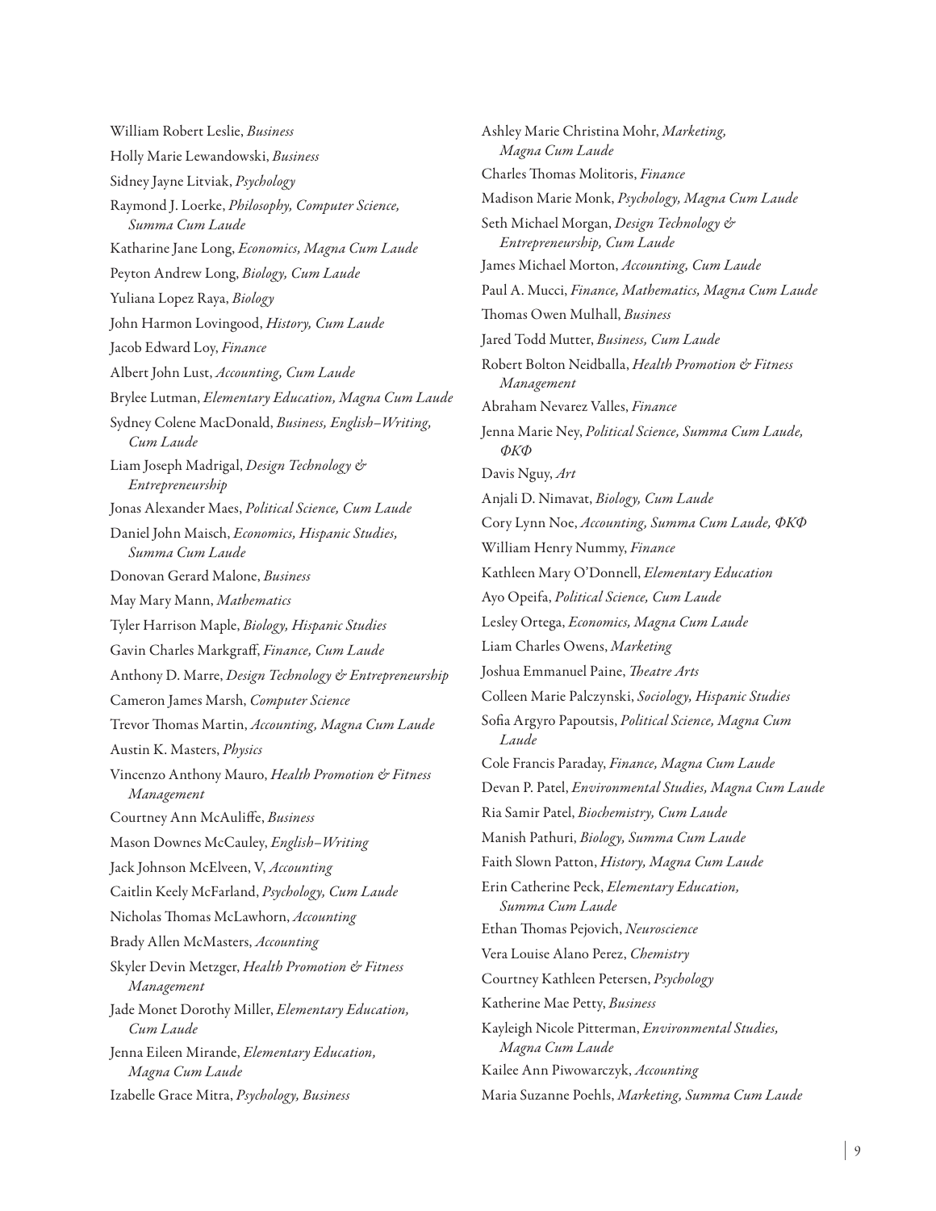William Robert Leslie, *Business*

Holly Marie Lewandowski, *Business*

Sidney Jayne Litviak, *Psychology*

Raymond J. Loerke, *Philosophy, Computer Science, Summa Cum Laude*

Katharine Jane Long, *Economics, Magna Cum Laude*

Peyton Andrew Long, *Biology, Cum Laude*

Yuliana Lopez Raya, *Biology*

John Harmon Lovingood, *History, Cum Laude*

Jacob Edward Loy, *Finance*

Albert John Lust, *Accounting, Cum Laude*

Brylee Lutman, *Elementary Education, Magna Cum Laude*

Sydney Colene MacDonald, *Business, English–Writing, Cum Laude*

Liam Joseph Madrigal, *Design Technology & Entrepreneurship*

Jonas Alexander Maes, *Political Science, Cum Laude*

Daniel John Maisch, *Economics, Hispanic Studies, Summa Cum Laude*

Donovan Gerard Malone, *Business*

May Mary Mann, *Mathematics*

Tyler Harrison Maple, *Biology, Hispanic Studies*

Gavin Charles Markgraff, *Finance, Cum Laude*

Anthony D. Marre, *Design Technology & Entrepreneurship*

Cameron James Marsh, *Computer Science*

Trevor Thomas Martin, *Accounting, Magna Cum Laude*

Austin K. Masters, *Physics*

Vincenzo Anthony Mauro, *Health Promotion & Fitness Management*

Courtney Ann McAuliffe, *Business*

Mason Downes McCauley, *English–Writing*

Jack Johnson McElveen, V, *Accounting*

Caitlin Keely McFarland, *Psychology, Cum Laude*

Nicholas Thomas McLawhorn, *Accounting*

Brady Allen McMasters, *Accounting*

Skyler Devin Metzger, *Health Promotion & Fitness Management*

Jade Monet Dorothy Miller, *Elementary Education, Cum Laude*

Jenna Eileen Mirande, *Elementary Education, Magna Cum Laude*

Izabelle Grace Mitra, *Psychology, Business*

Ashley Marie Christina Mohr, *Marketing, Magna Cum Laude*

Charles Thomas Molitoris, *Finance*

Madison Marie Monk, *Psychology, Magna Cum Laude*

Seth Michael Morgan, *Design Technology & Entrepreneurship, Cum Laude*

James Michael Morton, *Accounting, Cum Laude*

Paul A. Mucci, *Finance, Mathematics, Magna Cum Laude*

Thomas Owen Mulhall, *Business*

Jared Todd Mutter, *Business, Cum Laude*

Robert Bolton Neidballa, *Health Promotion & Fitness Management*

Abraham Nevarez Valles, *Finance*

Jenna Marie Ney, *Political Science, Summa Cum Laude, ΦΚΦ*

Davis Nguy, *Art*

Anjali D. Nimavat, *Biology, Cum Laude*

Cory Lynn Noe, *Accounting, Summa Cum Laude, ΦΚΦ*

William Henry Nummy, *Finance*

Kathleen Mary O'Donnell, *Elementary Education*

Ayo Opeifa, *Political Science, Cum Laude*

Lesley Ortega, *Economics, Magna Cum Laude*

Liam Charles Owens, *Marketing*

Joshua Emmanuel Paine, *Theatre Arts*

Colleen Marie Palczynski, *Sociology, Hispanic Studies*

Sofia Argyro Papoutsis, *Political Science, Magna Cum Laude*

Cole Francis Paraday, *Finance, Magna Cum Laude*

Devan P. Patel, *Environmental Studies, Magna Cum Laude*

Ria Samir Patel, *Biochemistry, Cum Laude*

Manish Pathuri, *Biology, Summa Cum Laude*

Faith Slown Patton, *History, Magna Cum Laude*

Erin Catherine Peck, *Elementary Education, Summa Cum Laude*

Ethan Thomas Pejovich, *Neuroscience*

Vera Louise Alano Perez, *Chemistry*

Courtney Kathleen Petersen, *Psychology*

Katherine Mae Petty, *Business*

Kayleigh Nicole Pitterman, *Environmental Studies, Magna Cum Laude*

Kailee Ann Piwowarczyk, *Accounting*

Maria Suzanne Poehls, *Marketing, Summa Cum Laude*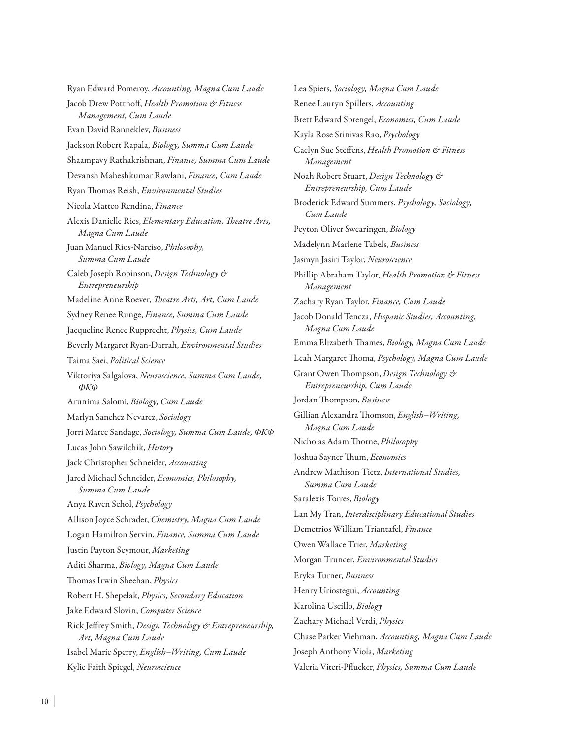Ryan Edward Pomeroy, *Accounting, Magna Cum Laude*

Jacob Drew Potthoff, *Health Promotion & Fitness Management, Cum Laude*

Evan David Ranneklev, *Business*

Jackson Robert Rapala, *Biology, Summa Cum Laude*

Shaampavy Rathakrishnan, *Finance, Summa Cum Laude*

Devansh Maheshkumar Rawlani, *Finance, Cum Laude*

Ryan Thomas Reish, *Environmental Studies*

Nicola Matteo Rendina, *Finance*

Alexis Danielle Ries, *Elementary Education, Theatre Arts, Magna Cum Laude*

Juan Manuel Rios-Narciso, *Philosophy, Summa Cum Laude*

Caleb Joseph Robinson, *Design Technology & Entrepreneurship*

Madeline Anne Roever, *Theatre Arts, Art, Cum Laude*

Sydney Renee Runge, *Finance, Summa Cum Laude*

Jacqueline Renee Rupprecht, *Physics, Cum Laude*

Beverly Margaret Ryan-Darrah, *Environmental Studies*

Taima Saei, *Political Science*

Viktoriya Salgalova, *Neuroscience, Summa Cum Laude, ΦΚΦ*

Arunima Salomi, *Biology, Cum Laude*

Marlyn Sanchez Nevarez, *Sociology*

Jorri Maree Sandage, *Sociology, Summa Cum Laude, ΦΚΦ*

Lucas John Sawilchik, *History*

Jack Christopher Schneider, *Accounting*

Jared Michael Schneider, *Economics, Philosophy, Summa Cum Laude*

Anya Raven Schol, *Psychology*

Allison Joyce Schrader, *Chemistry, Magna Cum Laude*

Logan Hamilton Servin, *Finance, Summa Cum Laude*

Justin Payton Seymour, *Marketing*

Aditi Sharma, *Biology, Magna Cum Laude*

Thomas Irwin Sheehan, *Physics*

Robert H. Shepelak, *Physics, Secondary Education*

Jake Edward Slovin, *Computer Science*

Rick Jeffrey Smith, *Design Technology & Entrepreneurship, Art, Magna Cum Laude*

Isabel Marie Sperry, *English–Writing, Cum Laude*

Kylie Faith Spiegel, *Neuroscience*

Lea Spiers, *Sociology, Magna Cum Laude*

Renee Lauryn Spillers, *Accounting*

Brett Edward Sprengel, *Economics, Cum Laude*

Kayla Rose Srinivas Rao, *Psychology*

Caelyn Sue Steffens, *Health Promotion & Fitness Management*

Noah Robert Stuart, *Design Technology & Entrepreneurship, Cum Laude*

Broderick Edward Summers, *Psychology, Sociology, Cum Laude*

Peyton Oliver Swearingen, *Biology*

Madelynn Marlene Tabels, *Business*

Jasmyn Jasiri Taylor, *Neuroscience*

Phillip Abraham Taylor, *Health Promotion & Fitness Management*

Zachary Ryan Taylor, *Finance, Cum Laude*

Jacob Donald Tencza, *Hispanic Studies, Accounting, Magna Cum Laude*

Emma Elizabeth Thames, *Biology, Magna Cum Laude*

Leah Margaret Thoma, *Psychology, Magna Cum Laude*

Grant Owen Thompson, *Design Technology & Entrepreneurship, Cum Laude*

Jordan Thompson, *Business*

Gillian Alexandra Thomson, *English–Writing, Magna Cum Laude*

Nicholas Adam Thorne, *Philosophy*

Joshua Sayner Thum, *Economics*

Andrew Mathison Tietz, *International Studies, Summa Cum Laude*

Saralexis Torres, *Biology*

Lan My Tran, *Interdisciplinary Educational Studies*

Demetrios William Triantafel, *Finance*

Owen Wallace Trier, *Marketing*

Morgan Truncer, *Environmental Studies*

Eryka Turner, *Business*

Henry Uriostegui, *Accounting*

Karolina Uscillo, *Biology*

Zachary Michael Verdi, *Physics*

Chase Parker Viehman, *Accounting, Magna Cum Laude*

Joseph Anthony Viola, *Marketing*

Valeria Viteri-Pflucker, *Physics, Summa Cum Laude*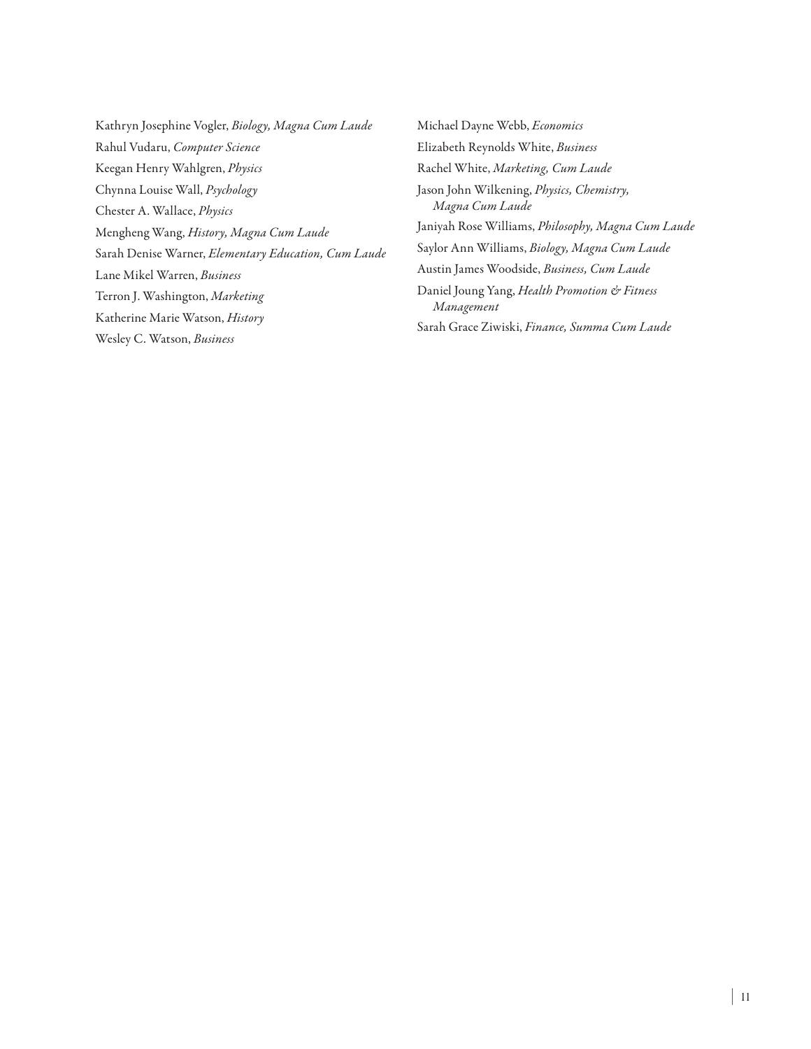Kathryn Josephine Vogler, *Biology, Magna Cum Laude*

Rahul Vudaru, *Computer Science*

Keegan Henry Wahlgren, *Physics*

Chynna Louise Wall, *Psychology*

Chester A. Wallace, *Physics*

Mengheng Wang, *History, Magna Cum Laude*

Sarah Denise Warner, *Elementary Education, Cum Laude*

Lane Mikel Warren, *Business*

Terron J. Washington, *Marketing*

Katherine Marie Watson, *History*

Wesley C. Watson, *Business*

Michael Dayne Webb, *Economics*

Elizabeth Reynolds White, *Business*

Rachel White, *Marketing, Cum Laude*

Jason John Wilkening, *Physics, Chemistry, Magna Cum Laude*

Janiyah Rose Williams, *Philosophy, Magna Cum Laude*

Saylor Ann Williams, *Biology, Magna Cum Laude*

Austin James Woodside, *Business, Cum Laude*

Daniel Joung Yang, *Health Promotion & Fitness Management*

Sarah Grace Ziwiski, *Finance, Summa Cum Laude*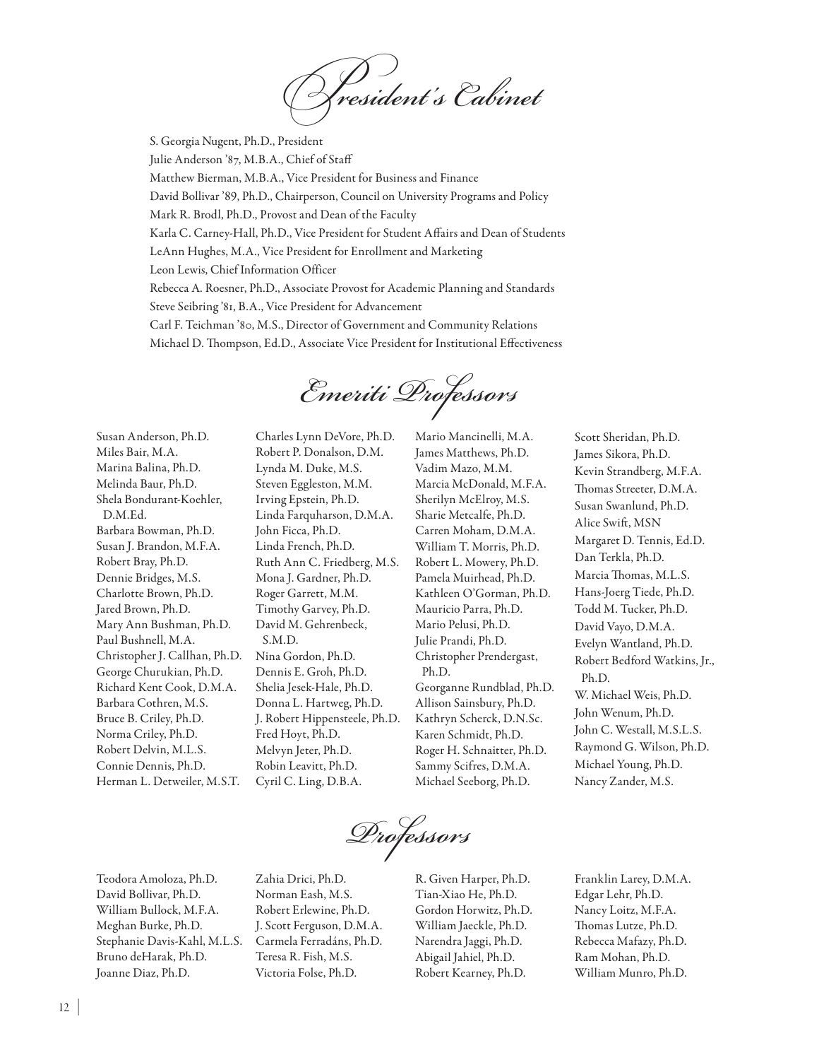# President's Cabinet

S. Georgia Nugent, Ph.D., President
Julie Anderson '87, M.B.A., Chief of Staff
Matthew Bierman, M.B.A., Vice President for Business and Finance
David Bollivar '89, Ph.D., Chairperson, Council on University Programs and Policy
Mark R. Brodl, Ph.D., Provost and Dean of the Faculty
Karla C. Carney-Hall, Ph.D., Vice President for Student Affairs and Dean of Students
LeAnn Hughes, M.A., Vice President for Enrollment and Marketing
Leon Lewis, Chief Information Officer
Rebecca A. Roesner, Ph.D., Associate Provost for Academic Planning and Standards
Steve Seibring '81, B.A., Vice President for Advancement
Carl F. Teichman '80, M.S., Director of Government and Community Relations
Michael D. Thompson, Ed.D., Associate Vice President for Institutional Effectiveness

# Emeriti Professors

Susan Anderson, Ph.D.
Miles Bair, M.A.
Marina Balina, Ph.D.
Melinda Baur, Ph.D.
Shela Bondurant-Koehler, D.M.Ed.
Barbara Bowman, Ph.D.
Susan J. Brandon, M.F.A.
Robert Bray, Ph.D.
Dennie Bridges, M.S.
Charlotte Brown, Ph.D.
Jared Brown, Ph.D.
Mary Ann Bushman, Ph.D.
Paul Bushnell, M.A.
Christopher J. Callhan, Ph.D.
George Churukian, Ph.D.
Richard Kent Cook, D.M.A.
Barbara Cothren, M.S.
Bruce B. Criley, Ph.D.
Norma Criley, Ph.D.
Robert Delvin, M.L.S.
Connie Dennis, Ph.D.
Herman L. Detweiler, M.S.T.
Charles Lynn DeVore, Ph.D.
Robert P. Donalson, D.M.
Lynda M. Duke, M.S.
Steven Eggleston, M.M.
Irving Epstein, Ph.D.
Linda Farquharson, D.M.A.
John Ficca, Ph.D.
Linda French, Ph.D.
Ruth Ann C. Friedberg, M.S.
Mona J. Gardner, Ph.D.
Roger Garrett, M.M.
Timothy Garvey, Ph.D.
David M. Gehrenbeck, S.M.D.
Nina Gordon, Ph.D.
Dennis E. Groh, Ph.D.
Shelia Jesek-Hale, Ph.D.
Donna L. Hartweg, Ph.D.
J. Robert Hippensteele, Ph.D.
Fred Hoyt, Ph.D.
Melvyn Jeter, Ph.D.
Robin Leavitt, Ph.D.
Cyril C. Ling, D.B.A.
Mario Mancinelli, M.A.
James Matthews, Ph.D.
Vadim Mazo, M.M.
Marcia McDonald, M.F.A.
Sherilyn McElroy, M.S.
Sharie Metcalfe, Ph.D.
Carren Moham, D.M.A.
William T. Morris, Ph.D.
Robert L. Mowery, Ph.D.
Pamela Muirhead, Ph.D.
Kathleen O'Gorman, Ph.D.
Mauricio Parra, Ph.D.
Mario Pelusi, Ph.D.
Julie Prandi, Ph.D.
Christopher Prendergast, Ph.D.
Georganne Rundblad, Ph.D.
Allison Sainsbury, Ph.D.
Kathryn Scherck, D.N.Sc.
Karen Schmidt, Ph.D.
Roger H. Schnaitter, Ph.D.
Sammy Scifres, D.M.A.
Michael Seeborg, Ph.D.
Scott Sheridan, Ph.D.
James Sikora, Ph.D.
Kevin Strandberg, M.F.A.
Thomas Streeter, D.M.A.
Susan Swanlund, Ph.D.
Alice Swift, MSN
Margaret D. Tennis, Ed.D.
Dan Terkla, Ph.D.
Marcia Thomas, M.L.S.
Hans-Joerg Tiede, Ph.D.
Todd M. Tucker, Ph.D.
David Vayo, D.M.A.
Evelyn Wantland, Ph.D.
Robert Bedford Watkins, Jr., Ph.D.
W. Michael Weis, Ph.D.
John Wenum, Ph.D.
John C. Westall, M.S.L.S.
Raymond G. Wilson, Ph.D.
Michael Young, Ph.D.
Nancy Zander, M.S.

# Professors

Teodora Amoloza, Ph.D.
David Bollivar, Ph.D.
William Bullock, M.F.A.
Meghan Burke, Ph.D.
Stephanie Davis-Kahl, M.L.S.
Bruno deHarak, Ph.D.
Joanne Diaz, Ph.D.
Zahia Drici, Ph.D.
Norman Eash, M.S.
Robert Erlewine, Ph.D.
J. Scott Ferguson, D.M.A.
Carmela Ferradáns, Ph.D.
Teresa R. Fish, M.S.
Victoria Folse, Ph.D.
R. Given Harper, Ph.D.
Tian-Xiao He, Ph.D.
Gordon Horwitz, Ph.D.
William Jaeckle, Ph.D.
Narendra Jaggi, Ph.D.
Abigail Jahiel, Ph.D.
Robert Kearney, Ph.D.
Franklin Larey, D.M.A.
Edgar Lehr, Ph.D.
Nancy Loitz, M.F.A.
Thomas Lutze, Ph.D.
Rebecca Mafazy, Ph.D.
Ram Mohan, Ph.D.
William Munro, Ph.D.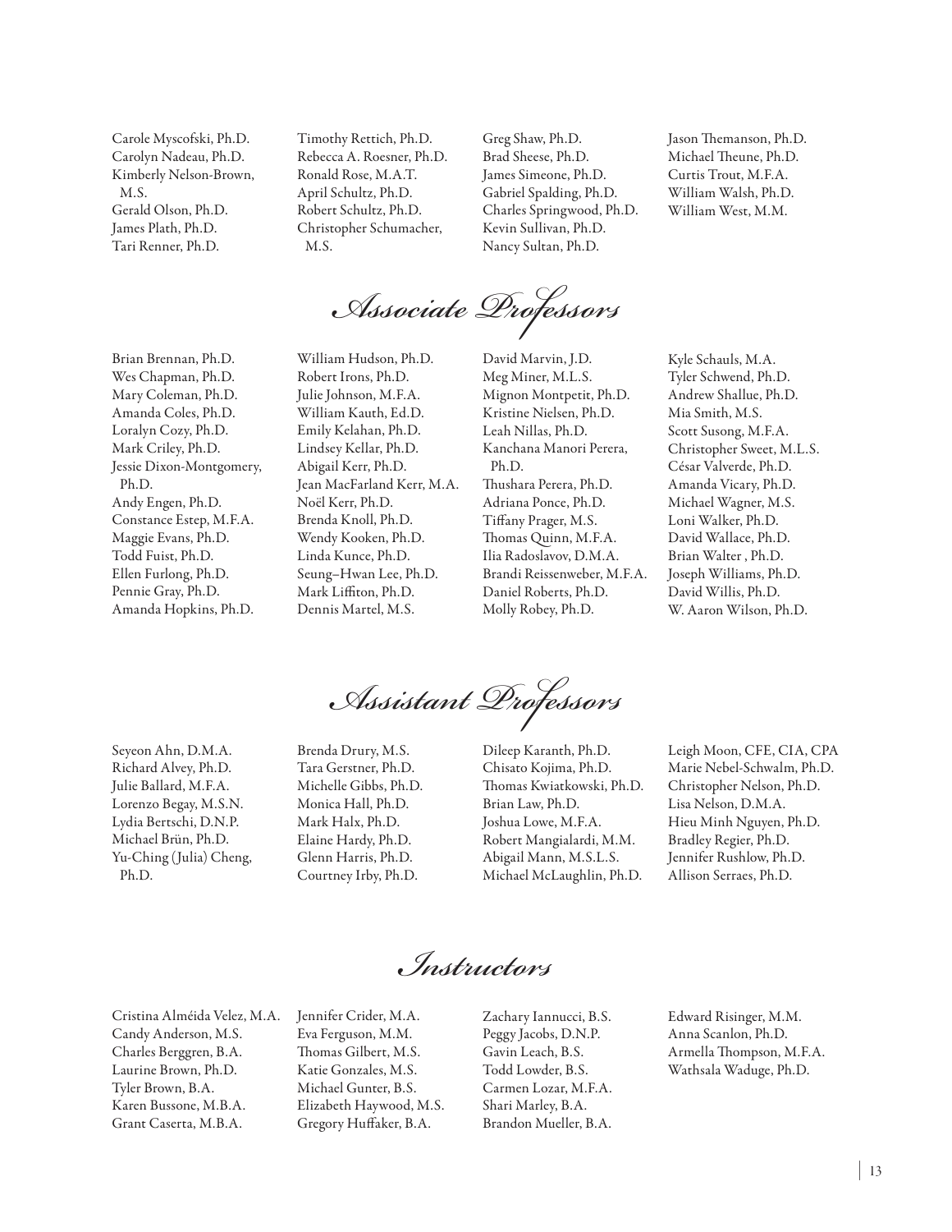Carole Myscofski, Ph.D.
Carolyn Nadeau, Ph.D.
Kimberly Nelson-Brown, M.S.
Gerald Olson, Ph.D.
James Plath, Ph.D.
Tari Renner, Ph.D.
Timothy Rettich, Ph.D.
Rebecca A. Roesner, Ph.D.
Ronald Rose, M.A.T.
April Schultz, Ph.D.
Robert Schultz, Ph.D.
Christopher Schumacher, M.S.
Greg Shaw, Ph.D.
Brad Sheese, Ph.D.
James Simeone, Ph.D.
Gabriel Spalding, Ph.D.
Charles Springwood, Ph.D.
Kevin Sullivan, Ph.D.
Nancy Sultan, Ph.D.
Jason Themanson, Ph.D.
Michael Theune, Ph.D.
Curtis Trout, M.F.A.
William Walsh, Ph.D.
William West, M.M.

## *Associate Professors*

Brian Brennan, Ph.D.
Wes Chapman, Ph.D.
Mary Coleman, Ph.D.
Amanda Coles, Ph.D.
Loralyn Cozy, Ph.D.
Mark Criley, Ph.D.
Jessie Dixon-Montgomery, Ph.D.
Andy Engen, Ph.D.
Constance Estep, M.F.A.
Maggie Evans, Ph.D.
Todd Fuist, Ph.D.
Ellen Furlong, Ph.D.
Pennie Gray, Ph.D.
Amanda Hopkins, Ph.D.
William Hudson, Ph.D.
Robert Irons, Ph.D.
Julie Johnson, M.F.A.
William Kauth, Ed.D.
Emily Kelahan, Ph.D.
Lindsey Kellar, Ph.D.
Abigail Kerr, Ph.D.
Jean MacFarland Kerr, M.A.
Noël Kerr, Ph.D.
Brenda Knoll, Ph.D.
Wendy Kooken, Ph.D.
Linda Kunce, Ph.D.
Seung–Hwan Lee, Ph.D.
Mark Liffiton, Ph.D.
Dennis Martel, M.S.
David Marvin, J.D.
Meg Miner, M.L.S.
Mignon Montpetit, Ph.D.
Kristine Nielsen, Ph.D.
Leah Nillas, Ph.D.
Kanchana Manori Perera, Ph.D.
Thushara Perera, Ph.D.
Adriana Ponce, Ph.D.
Tiffany Prager, M.S.
Thomas Quinn, M.F.A.
Ilia Radoslavov, D.M.A.
Brandi Reissenweber, M.F.A.
Daniel Roberts, Ph.D.
Molly Robey, Ph.D.
Kyle Schauls, M.A.
Tyler Schwend, Ph.D.
Andrew Shallue, Ph.D.
Mia Smith, M.S.
Scott Susong, M.F.A.
Christopher Sweet, M.L.S.
César Valverde, Ph.D.
Amanda Vicary, Ph.D.
Michael Wagner, M.S.
Loni Walker, Ph.D.
David Wallace, Ph.D.
Brian Walter , Ph.D.
Joseph Williams, Ph.D.
David Willis, Ph.D.
W. Aaron Wilson, Ph.D.

## *Assistant Professors*

Seyeon Ahn, D.M.A.
Richard Alvey, Ph.D.
Julie Ballard, M.F.A.
Lorenzo Begay, M.S.N.
Lydia Bertschi, D.N.P.
Michael Brün, Ph.D.
Yu-Ching (Julia) Cheng, Ph.D.
Brenda Drury, M.S.
Tara Gerstner, Ph.D.
Michelle Gibbs, Ph.D.
Monica Hall, Ph.D.
Mark Halx, Ph.D.
Elaine Hardy, Ph.D.
Glenn Harris, Ph.D.
Courtney Irby, Ph.D.
Dileep Karanth, Ph.D.
Chisato Kojima, Ph.D.
Thomas Kwiatkowski, Ph.D.
Brian Law, Ph.D.
Joshua Lowe, M.F.A.
Robert Mangialardi, M.M.
Abigail Mann, M.S.L.S.
Michael McLaughlin, Ph.D.
Leigh Moon, CFE, CIA, CPA
Marie Nebel-Schwalm, Ph.D.
Christopher Nelson, Ph.D.
Lisa Nelson, D.M.A.
Hieu Minh Nguyen, Ph.D.
Bradley Regier, Ph.D.
Jennifer Rushlow, Ph.D.
Allison Serraes, Ph.D.

## *Instructors*

Cristina Alméida Velez, M.A.
Candy Anderson, M.S.
Charles Berggren, B.A.
Laurine Brown, Ph.D.
Tyler Brown, B.A.
Karen Bussone, M.B.A.
Grant Caserta, M.B.A.
Jennifer Crider, M.A.
Eva Ferguson, M.M.
Thomas Gilbert, M.S.
Katie Gonzales, M.S.
Michael Gunter, B.S.
Elizabeth Haywood, M.S.
Gregory Huffaker, B.A.
Zachary Iannucci, B.S.
Peggy Jacobs, D.N.P.
Gavin Leach, B.S.
Todd Lowder, B.S.
Carmen Lozar, M.F.A.
Shari Marley, B.A.
Brandon Mueller, B.A.
Edward Risinger, M.M.
Anna Scanlon, Ph.D.
Armella Thompson, M.F.A.
Wathsala Waduge, Ph.D.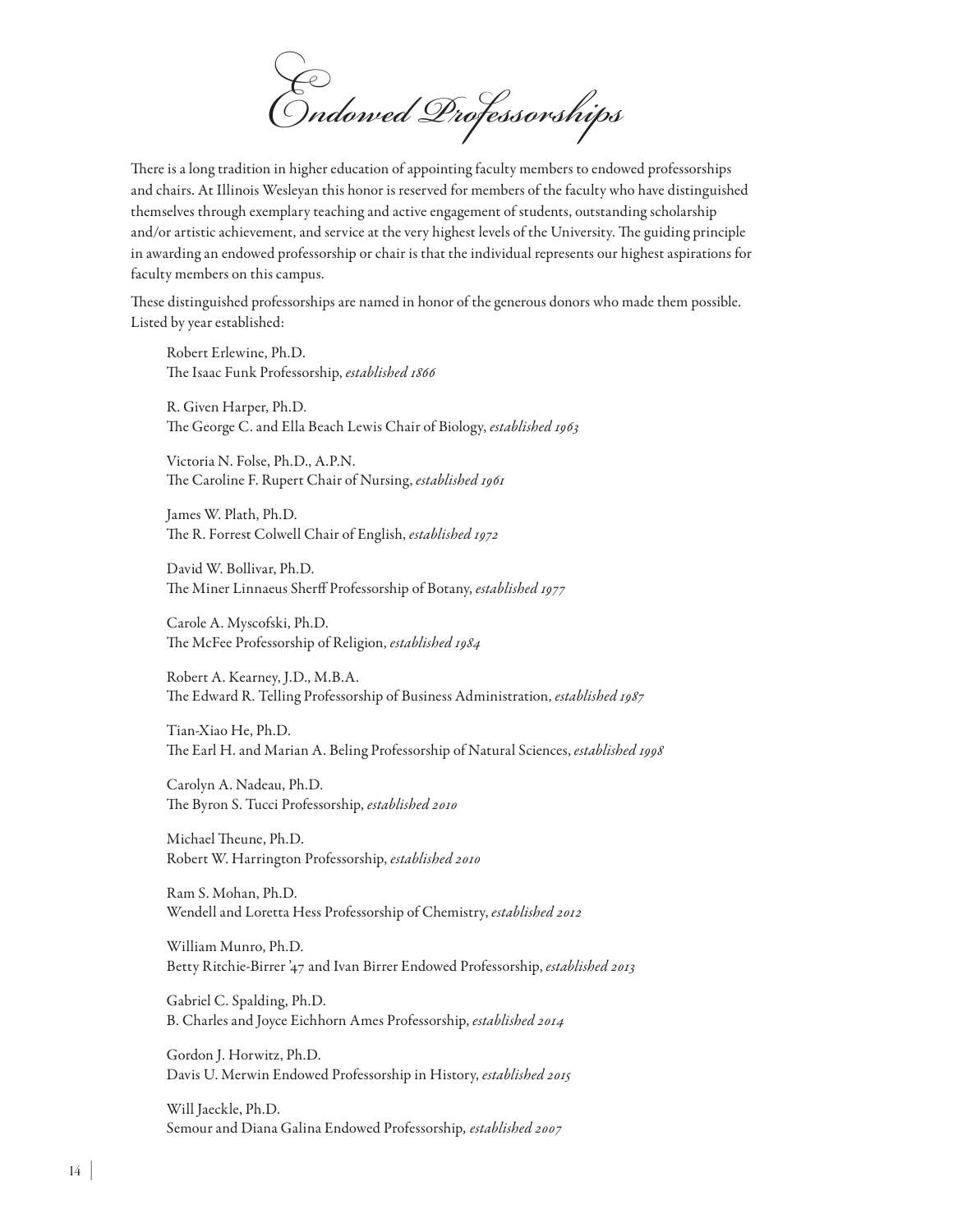# Endowed Professorships

There is a long tradition in higher education of appointing faculty members to endowed professorships and chairs. At Illinois Wesleyan this honor is reserved for members of the faculty who have distinguished themselves through exemplary teaching and active engagement of students, outstanding scholarship and/or artistic achievement, and service at the very highest levels of the University. The guiding principle in awarding an endowed professorship or chair is that the individual represents our highest aspirations for faculty members on this campus.

These distinguished professorships are named in honor of the generous donors who made them possible. Listed by year established:

Robert Erlewine, Ph.D.
The Isaac Funk Professorship, *established 1866*

R. Given Harper, Ph.D.
The George C. and Ella Beach Lewis Chair of Biology, *established 1963*

Victoria N. Folse, Ph.D., A.P.N.
The Caroline F. Rupert Chair of Nursing, *established 1961*

James W. Plath, Ph.D.
The R. Forrest Colwell Chair of English, *established 1972*

David W. Bollivar, Ph.D.
The Miner Linnaeus Sherff Professorship of Botany, *established 1977*

Carole A. Myscofski, Ph.D.
The McFee Professorship of Religion, *established 1984*

Robert A. Kearney, J.D., M.B.A.
The Edward R. Telling Professorship of Business Administration, *established 1987*

Tian-Xiao He, Ph.D.
The Earl H. and Marian A. Beling Professorship of Natural Sciences, *established 1998*

Carolyn A. Nadeau, Ph.D.
The Byron S. Tucci Professorship, *established 2010*

Michael Theune, Ph.D.
Robert W. Harrington Professorship, *established 2010*

Ram S. Mohan, Ph.D.
Wendell and Loretta Hess Professorship of Chemistry, *established 2012*

William Munro, Ph.D.
Betty Ritchie-Birrer '47 and Ivan Birrer Endowed Professorship, *established 2013*

Gabriel C. Spalding, Ph.D.
B. Charles and Joyce Eichhorn Ames Professorship, *established 2014*

Gordon J. Horwitz, Ph.D.
Davis U. Merwin Endowed Professorship in History, *established 2015*

Will Jaeckle, Ph.D.
Semour and Diana Galina Endowed Professorship*, established 2007*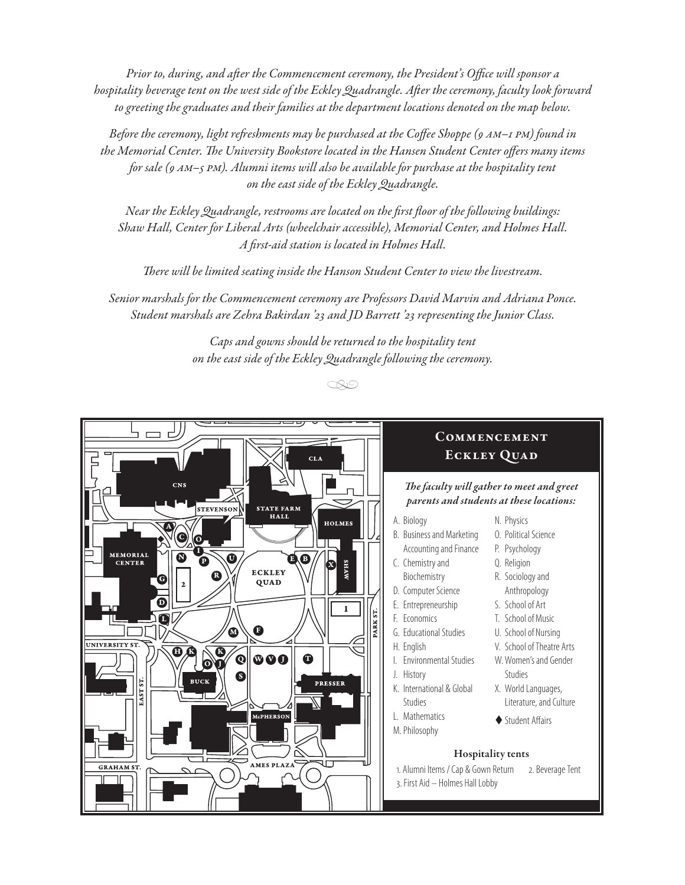*Prior to, during, and after the Commencement ceremony, the President's Office will sponsor a hospitality beverage tent on the west side of the Eckley Quadrangle. After the ceremony, faculty look forward to greeting the graduates and their families at the department locations denoted on the map below.*

*Before the ceremony, light refreshments may be purchased at the Coffee Shoppe (9 AM–1 PM) found in the Memorial Center. The University Bookstore located in the Hansen Student Center offers many items for sale (9 AM–5 PM). Alumni items will also be available for purchase at the hospitality tent on the east side of the Eckley Quadrangle.*

*Near the Eckley Quadrangle, restrooms are located on the first floor of the following buildings: Shaw Hall, Center for Liberal Arts (wheelchair accessible), Memorial Center, and Holmes Hall. A first-aid station is located in Holmes Hall.*

*There will be limited seating inside the Hanson Student Center to view the livestream.*

*Senior marshals for the Commencement ceremony are Professors David Marvin and Adriana Ponce. Student marshals are Zehra Bakirdan '23 and JD Barrett '23 representing the Junior Class.*

*Caps and gowns should be returned to the hospitality tent on the east side of the Eckley Quadrangle following the ceremony.*

## Commencement Eckley Quad

***The faculty will gather to meet and greet parents and students at these locations:***

- A. Biology
- B. Business and Marketing Accounting and Finance
- C. Chemistry and Biochemistry
- D. Computer Science
- E. Entrepreneurship
- F. Economics
- G. Educational Studies
- H. English
- I. Environmental Studies
- J. History
- K. International & Global Studies
- L. Mathematics
- M. Philosophy
- N. Physics
- O. Political Science
- P. Psychology
- Q. Religion
- R. Sociology and Anthropology
- S. School of Art
- T. School of Music
- U. School of Nursing
- V. School of Theatre Arts
- W. Women's and Gender Studies
- X. World Languages, Literature, and Culture
- ♦ Student Affairs

### Hospitality tents

1. Alumni Items / Cap & Gown Return
2. Beverage Tent
3. First Aid – Holmes Hall Lobby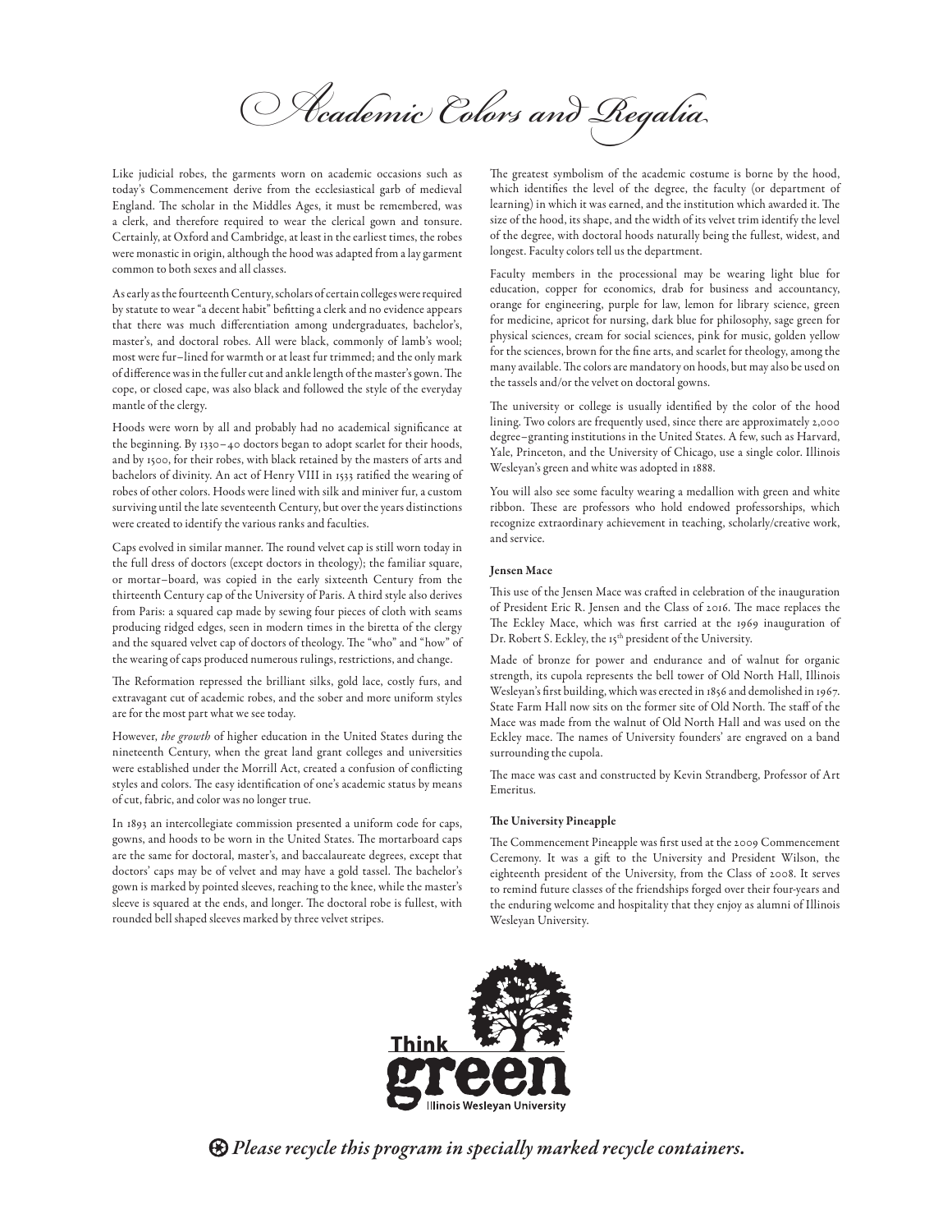# Academic Colors and Regalia

Like judicial robes, the garments worn on academic occasions such as today's Commencement derive from the ecclesiastical garb of medieval England. The scholar in the Middles Ages, it must be remembered, was a clerk, and therefore required to wear the clerical gown and tonsure. Certainly, at Oxford and Cambridge, at least in the earliest times, the robes were monastic in origin, although the hood was adapted from a lay garment common to both sexes and all classes.

As early as the fourteenth Century, scholars of certain colleges were required by statute to wear "a decent habit" befitting a clerk and no evidence appears that there was much differentiation among undergraduates, bachelor's, master's, and doctoral robes. All were black, commonly of lamb's wool; most were fur–lined for warmth or at least fur trimmed; and the only mark of difference was in the fuller cut and ankle length of the master's gown. The cope, or closed cape, was also black and followed the style of the everyday mantle of the clergy.

Hoods were worn by all and probably had no academical significance at the beginning. By 1330–40 doctors began to adopt scarlet for their hoods, and by 1500, for their robes, with black retained by the masters of arts and bachelors of divinity. An act of Henry VIII in 1533 ratified the wearing of robes of other colors. Hoods were lined with silk and miniver fur, a custom surviving until the late seventeenth Century, but over the years distinctions were created to identify the various ranks and faculties.

Caps evolved in similar manner. The round velvet cap is still worn today in the full dress of doctors (except doctors in theology); the familiar square, or mortar–board, was copied in the early sixteenth Century from the thirteenth Century cap of the University of Paris. A third style also derives from Paris: a squared cap made by sewing four pieces of cloth with seams producing ridged edges, seen in modern times in the biretta of the clergy and the squared velvet cap of doctors of theology. The "who" and "how" of the wearing of caps produced numerous rulings, restrictions, and change.

The Reformation repressed the brilliant silks, gold lace, costly furs, and extravagant cut of academic robes, and the sober and more uniform styles are for the most part what we see today.

However, *the growth* of higher education in the United States during the nineteenth Century, when the great land grant colleges and universities were established under the Morrill Act, created a confusion of conflicting styles and colors. The easy identification of one's academic status by means of cut, fabric, and color was no longer true.

In 1893 an intercollegiate commission presented a uniform code for caps, gowns, and hoods to be worn in the United States. The mortarboard caps are the same for doctoral, master's, and baccalaureate degrees, except that doctors' caps may be of velvet and may have a gold tassel. The bachelor's gown is marked by pointed sleeves, reaching to the knee, while the master's sleeve is squared at the ends, and longer. The doctoral robe is fullest, with rounded bell shaped sleeves marked by three velvet stripes.

The greatest symbolism of the academic costume is borne by the hood, which identifies the level of the degree, the faculty (or department of learning) in which it was earned, and the institution which awarded it. The size of the hood, its shape, and the width of its velvet trim identify the level of the degree, with doctoral hoods naturally being the fullest, widest, and longest. Faculty colors tell us the department.

Faculty members in the processional may be wearing light blue for education, copper for economics, drab for business and accountancy, orange for engineering, purple for law, lemon for library science, green for medicine, apricot for nursing, dark blue for philosophy, sage green for physical sciences, cream for social sciences, pink for music, golden yellow for the sciences, brown for the fine arts, and scarlet for theology, among the many available. The colors are mandatory on hoods, but may also be used on the tassels and/or the velvet on doctoral gowns.

The university or college is usually identified by the color of the hood lining. Two colors are frequently used, since there are approximately 2,000 degree–granting institutions in the United States. A few, such as Harvard, Yale, Princeton, and the University of Chicago, use a single color. Illinois Wesleyan's green and white was adopted in 1888.

You will also see some faculty wearing a medallion with green and white ribbon. These are professors who hold endowed professorships, which recognize extraordinary achievement in teaching, scholarly/creative work, and service.

#### Jensen Mace

This use of the Jensen Mace was crafted in celebration of the inauguration of President Eric R. Jensen and the Class of 2016. The mace replaces the The Eckley Mace, which was first carried at the 1969 inauguration of Dr. Robert S. Eckley, the 15th president of the University.

Made of bronze for power and endurance and of walnut for organic strength, its cupola represents the bell tower of Old North Hall, Illinois Wesleyan's first building, which was erected in 1856 and demolished in 1967. State Farm Hall now sits on the former site of Old North. The staff of the Mace was made from the walnut of Old North Hall and was used on the Eckley mace. The names of University founders' are engraved on a band surrounding the cupola.

The mace was cast and constructed by Kevin Strandberg, Professor of Art Emeritus.

#### The University Pineapple

The Commencement Pineapple was first used at the 2009 Commencement Ceremony. It was a gift to the University and President Wilson, the eighteenth president of the University, from the Class of 2008. It serves to remind future classes of the friendships forged over their four-years and the enduring welcome and hospitality that they enjoy as alumni of Illinois Wesleyan University.

Think green
Illinois Wesleyan University

***Please recycle this program in specially marked recycle containers.***